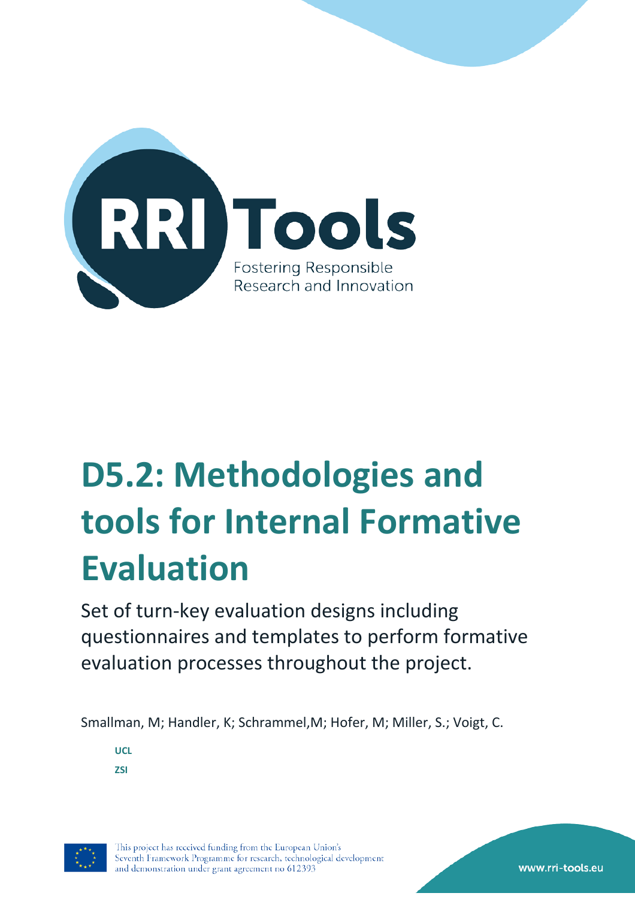RRI Tools

Fostering Responsible Research and Innovation

# D5.2: Methodologies and tools for Internal Formative Evaluation

Set of turn-key evaluation designs including questionnaires and templates to perform formative evaluation processes throughout the project.

Smallman, M; Handler, K; Schrammel,M; Hofer, M; Miller, S.; Voigt, C.

**UCL**

**ZSI**

This project has received funding from the European Union's Seventh Framework Programme for research, technological development and demonstration under grant agreement no 612393

www.rri-tools.eu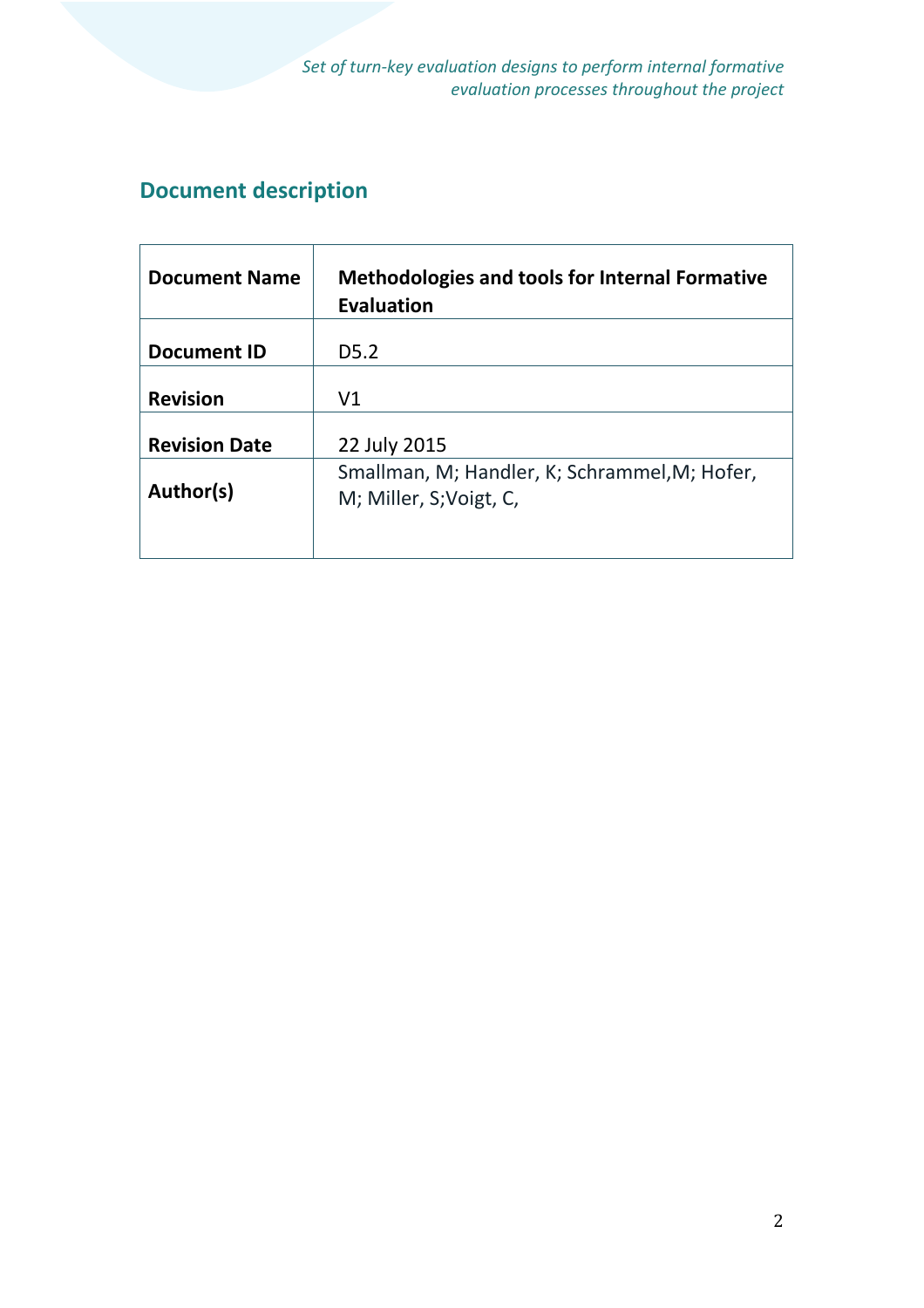## Document description

| Document Name | **Methodologies and tools for Internal Formative Evaluation** |
|---|---|
| **Document ID** | D5.2 |
| **Revision** | V1 |
| **Revision Date** | 22 July 2015 |
| **Author(s)** | Smallman, M; Handler, K; Schrammel,M; Hofer, M; Miller, S;Voigt, C, |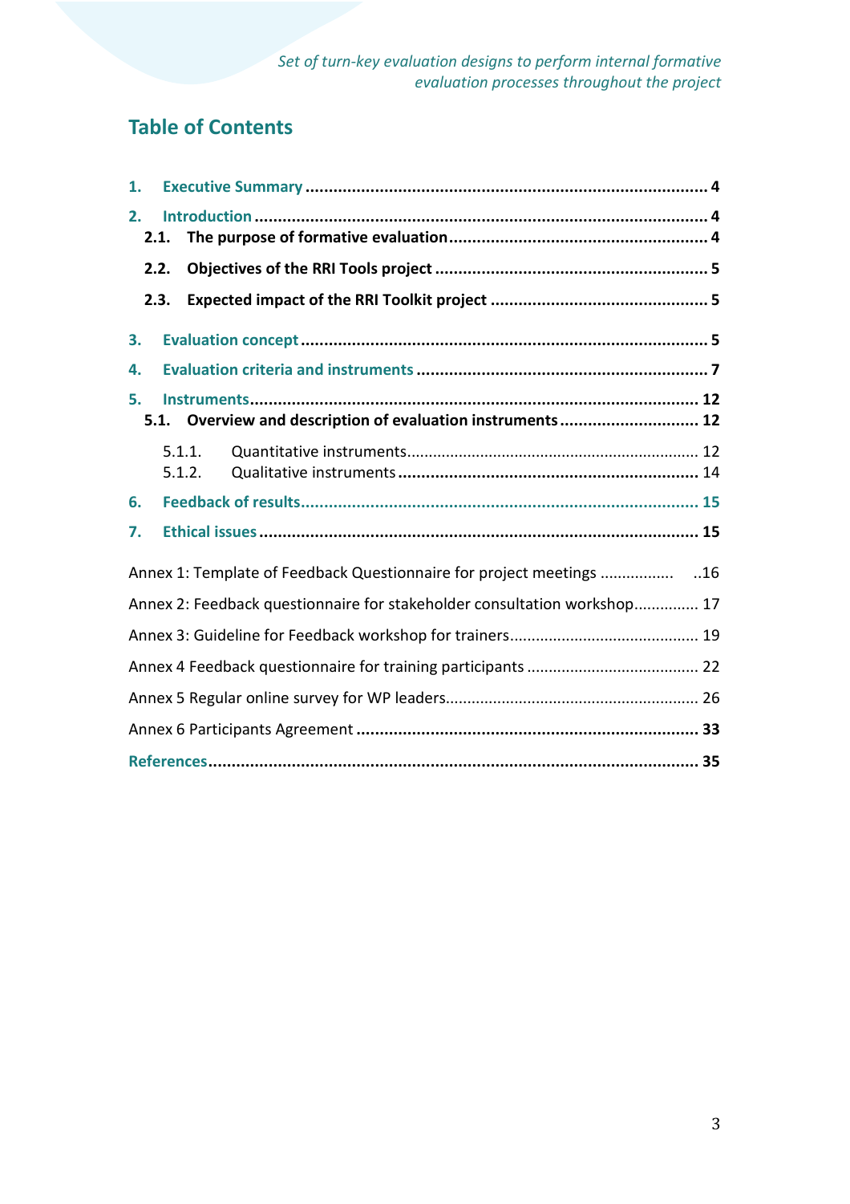# Table of Contents

1. **Executive Summary** ........................................................................................ 4

2. **Introduction** ................................................................................................ 4
   - **2.1. The purpose of formative evaluation** ........................................................ 4
   - **2.2. Objectives of the RRI Tools project** .......................................................... 5
   - **2.3. Expected impact of the RRI Toolkit project** .............................................. 5

3. **Evaluation concept** ....................................................................................... 5

4. **Evaluation criteria and instruments** ............................................................... 7

5. **Instruments** ................................................................................................. 12
   - **5.1. Overview and description of evaluation instruments** ............................... 12
     - 5.1.1. Quantitative instruments .................................................................... 12
     - 5.1.2. Qualitative instruments ...................................................................... 14

6. **Feedback of results** ...................................................................................... 15

7. **Ethical issues** ............................................................................................... 15

Annex 1: Template of Feedback Questionnaire for project meetings ................. ..16

Annex 2: Feedback questionnaire for stakeholder consultation workshop.............. 17

Annex 3: Guideline for Feedback workshop for trainers........................................... 19

Annex 4 Feedback questionnaire for training participants ....................................... 22

Annex 5 Regular online survey for WP leaders......................................................... 26

Annex 6 Participants Agreement ............................................................................ 33

**References** .......................................................................................................... 35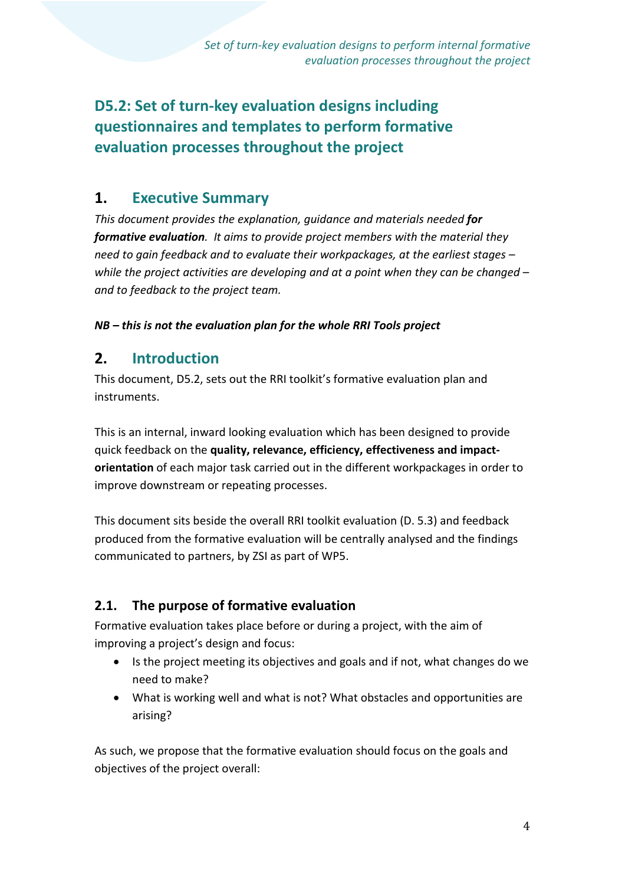# D5.2: Set of turn-key evaluation designs including questionnaires and templates to perform formative evaluation processes throughout the project

## 1. Executive Summary

*This document provides the explanation, guidance and materials needed* ***for formative evaluation****. It aims to provide project members with the material they need to gain feedback and to evaluate their workpackages, at the earliest stages – while the project activities are developing and at a point when they can be changed – and to feedback to the project team.*

***NB – this is not the evaluation plan for the whole RRI Tools project***

## 2. Introduction

This document, D5.2, sets out the RRI toolkit's formative evaluation plan and instruments.

This is an internal, inward looking evaluation which has been designed to provide quick feedback on the **quality, relevance, efficiency, effectiveness and impact-orientation** of each major task carried out in the different workpackages in order to improve downstream or repeating processes.

This document sits beside the overall RRI toolkit evaluation (D. 5.3) and feedback produced from the formative evaluation will be centrally analysed and the findings communicated to partners, by ZSI as part of WP5.

### 2.1. The purpose of formative evaluation

Formative evaluation takes place before or during a project, with the aim of improving a project's design and focus:

- Is the project meeting its objectives and goals and if not, what changes do we need to make?
- What is working well and what is not? What obstacles and opportunities are arising?

As such, we propose that the formative evaluation should focus on the goals and objectives of the project overall: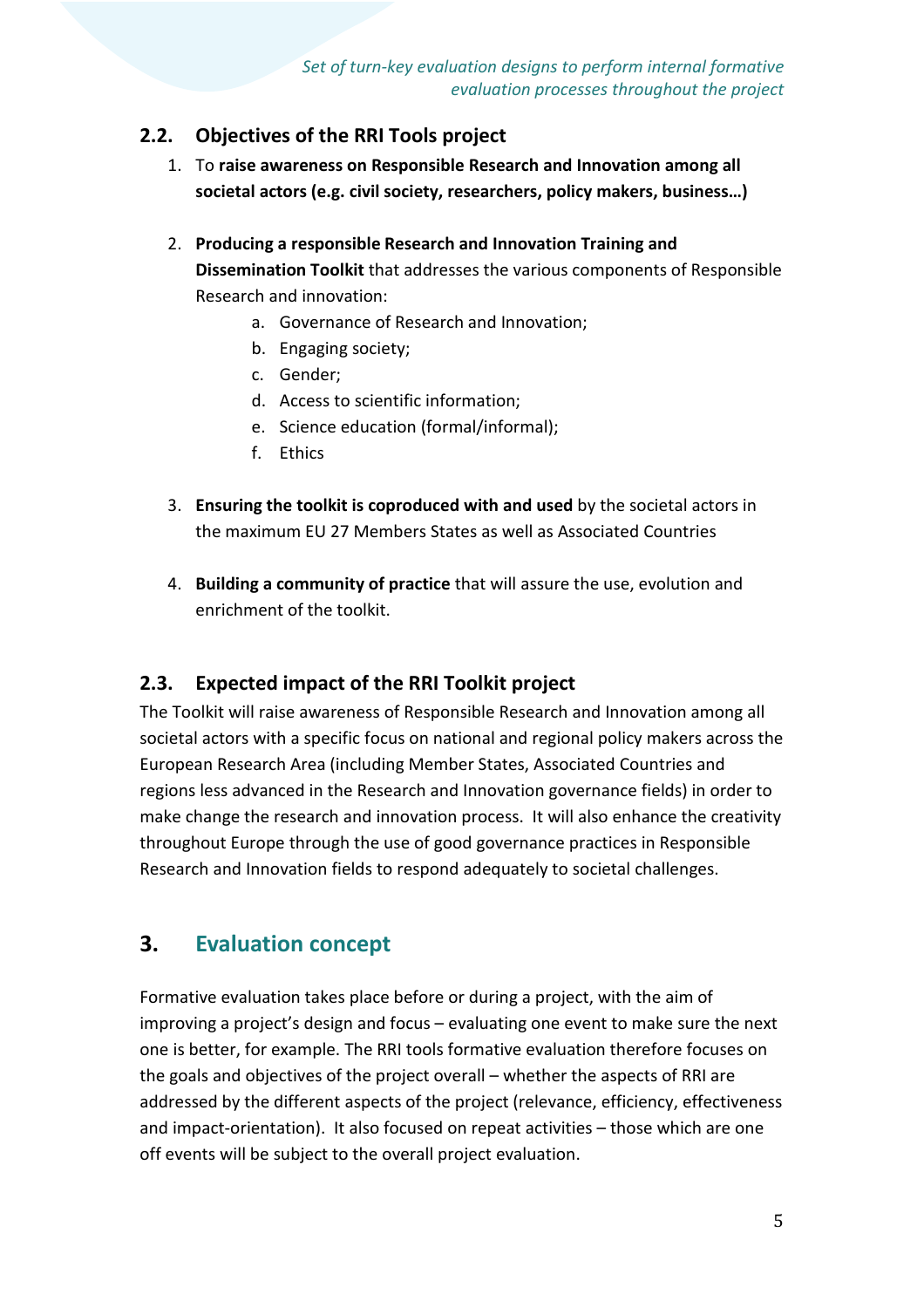## 2.2. Objectives of the RRI Tools project

1. To **raise awareness on Responsible Research and Innovation among all societal actors (e.g. civil society, researchers, policy makers, business…)**

2. **Producing a responsible Research and Innovation Training and Dissemination Toolkit** that addresses the various components of Responsible Research and innovation:
   a. Governance of Research and Innovation;
   b. Engaging society;
   c. Gender;
   d. Access to scientific information;
   e. Science education (formal/informal);
   f. Ethics

3. **Ensuring the toolkit is coproduced with and used** by the societal actors in the maximum EU 27 Members States as well as Associated Countries

4. **Building a community of practice** that will assure the use, evolution and enrichment of the toolkit.

## 2.3. Expected impact of the RRI Toolkit project

The Toolkit will raise awareness of Responsible Research and Innovation among all societal actors with a specific focus on national and regional policy makers across the European Research Area (including Member States, Associated Countries and regions less advanced in the Research and Innovation governance fields) in order to make change the research and innovation process. It will also enhance the creativity throughout Europe through the use of good governance practices in Responsible Research and Innovation fields to respond adequately to societal challenges.

# 3. Evaluation concept

Formative evaluation takes place before or during a project, with the aim of improving a project's design and focus – evaluating one event to make sure the next one is better, for example. The RRI tools formative evaluation therefore focuses on the goals and objectives of the project overall – whether the aspects of RRI are addressed by the different aspects of the project (relevance, efficiency, effectiveness and impact-orientation). It also focused on repeat activities – those which are one off events will be subject to the overall project evaluation.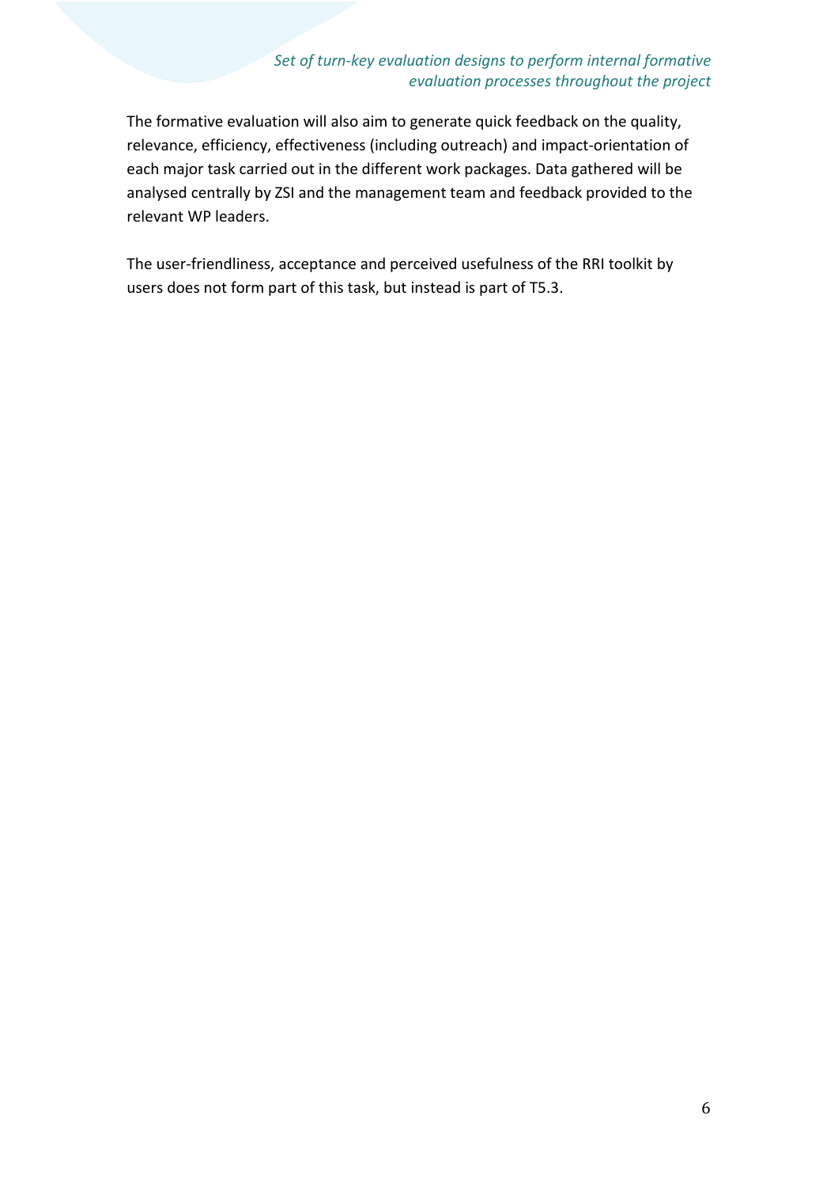The formative evaluation will also aim to generate quick feedback on the quality, relevance, efficiency, effectiveness (including outreach) and impact-orientation of each major task carried out in the different work packages. Data gathered will be analysed centrally by ZSI and the management team and feedback provided to the relevant WP leaders.

The user-friendliness, acceptance and perceived usefulness of the RRI toolkit by users does not form part of this task, but instead is part of T5.3.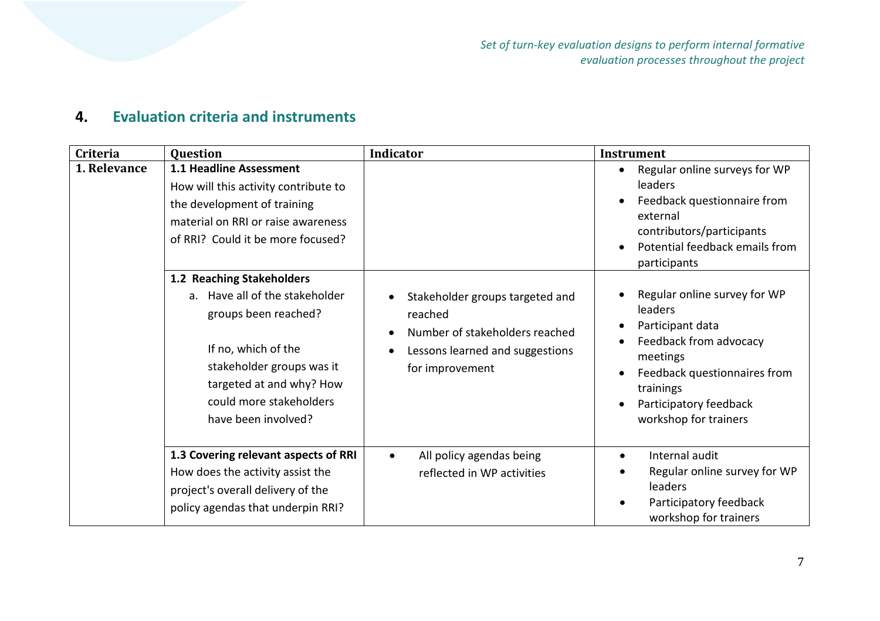## 4. Evaluation criteria and instruments

| Criteria | Question | Indicator | Instrument |
|---|---|---|---|
| **1. Relevance** | **1.1 Headline Assessment**<br>How will this activity contribute to the development of training material on RRI or raise awareness of RRI? Could it be more focused? | | • Regular online surveys for WP leaders<br>• Feedback questionnaire from external contributors/participants<br>• Potential feedback emails from participants |
| | **1.2 Reaching Stakeholders**<br>a. Have all of the stakeholder groups been reached?<br><br>If no, which of the stakeholder groups was it targeted at and why? How could more stakeholders have been involved? | • Stakeholder groups targeted and reached<br>• Number of stakeholders reached<br>• Lessons learned and suggestions for improvement | • Regular online survey for WP leaders<br>• Participant data<br>• Feedback from advocacy meetings<br>• Feedback questionnaires from trainings<br>• Participatory feedback workshop for trainers |
| | **1.3 Covering relevant aspects of RRI**<br>How does the activity assist the project's overall delivery of the policy agendas that underpin RRI? | • All policy agendas being reflected in WP activities | • Internal audit<br>• Regular online survey for WP leaders<br>• Participatory feedback workshop for trainers |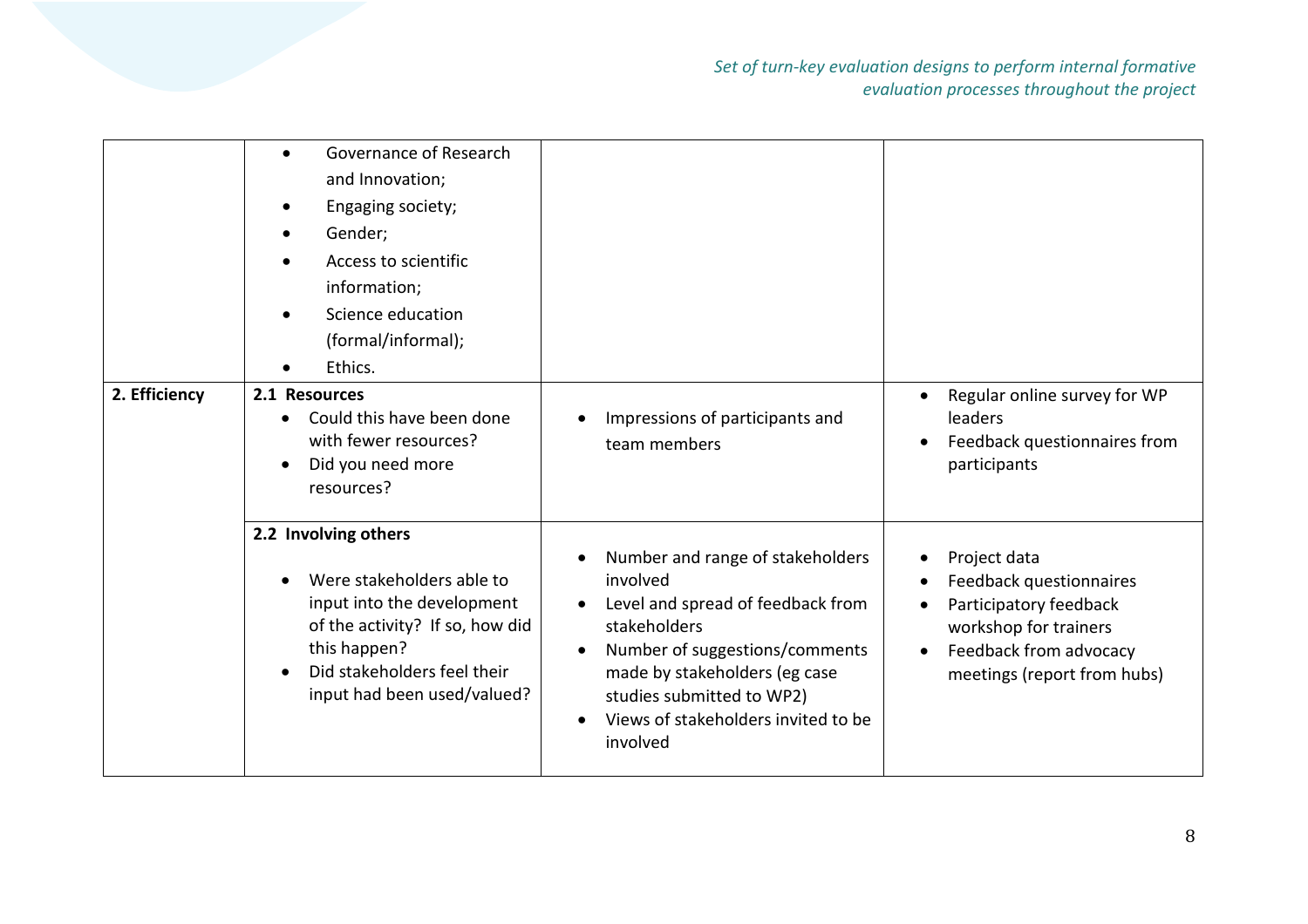| | | | |
|---|---|---|---|
| | • Governance of Research and Innovation;<br>• Engaging society;<br>• Gender;<br>• Access to scientific information;<br>• Science education (formal/informal);<br>• Ethics. | | |
| **2. Efficiency** | **2.1 Resources**<br>• Could this have been done with fewer resources?<br>• Did you need more resources? | • Impressions of participants and team members | • Regular online survey for WP leaders<br>• Feedback questionnaires from participants |
| | **2.2 Involving others**<br>• Were stakeholders able to input into the development of the activity? If so, how did this happen?<br>• Did stakeholders feel their input had been used/valued? | • Number and range of stakeholders involved<br>• Level and spread of feedback from stakeholders<br>• Number of suggestions/comments made by stakeholders (eg case studies submitted to WP2)<br>• Views of stakeholders invited to be involved | • Project data<br>• Feedback questionnaires<br>• Participatory feedback workshop for trainers<br>• Feedback from advocacy meetings (report from hubs) |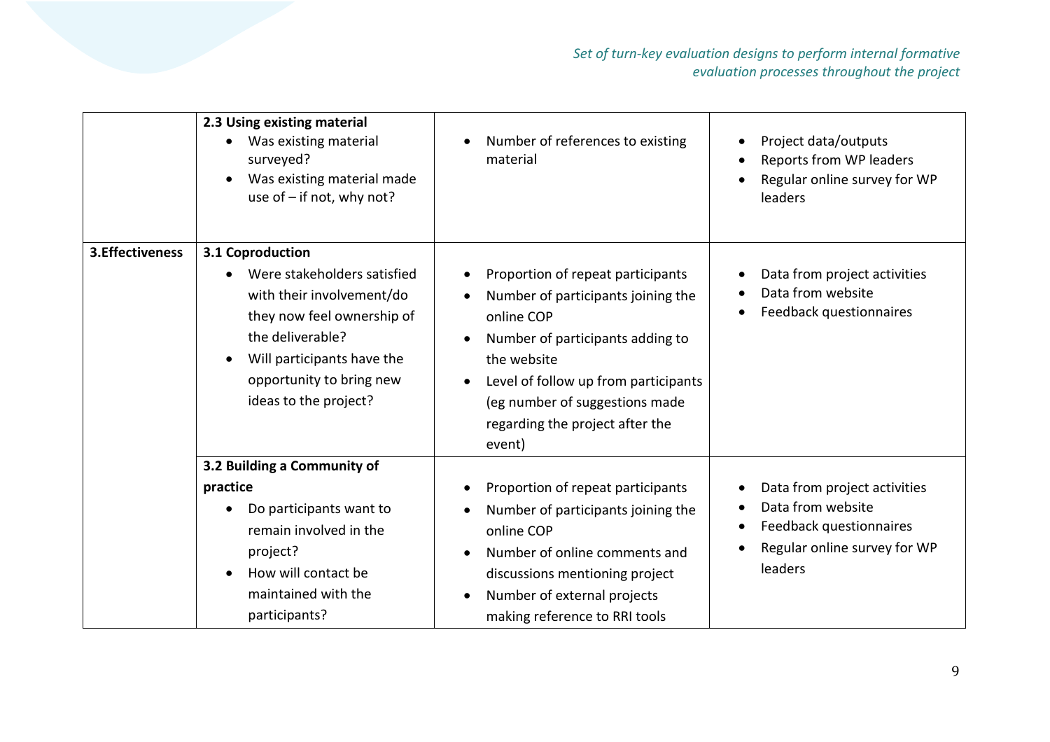| | | | |
|---|---|---|---|
| | **2.3 Using existing material**<br>• Was existing material surveyed?<br>• Was existing material made use of – if not, why not? | • Number of references to existing material | • Project data/outputs<br>• Reports from WP leaders<br>• Regular online survey for WP leaders |
| **3.Effectiveness** | **3.1 Coproduction**<br>• Were stakeholders satisfied with their involvement/do they now feel ownership of the deliverable?<br>• Will participants have the opportunity to bring new ideas to the project? | • Proportion of repeat participants<br>• Number of participants joining the online COP<br>• Number of participants adding to the website<br>• Level of follow up from participants (eg number of suggestions made regarding the project after the event) | • Data from project activities<br>• Data from website<br>• Feedback questionnaires |
| | **3.2 Building a Community of practice**<br>• Do participants want to remain involved in the project?<br>• How will contact be maintained with the participants? | • Proportion of repeat participants<br>• Number of participants joining the online COP<br>• Number of online comments and discussions mentioning project<br>• Number of external projects making reference to RRI tools | • Data from project activities<br>• Data from website<br>• Feedback questionnaires<br>• Regular online survey for WP leaders |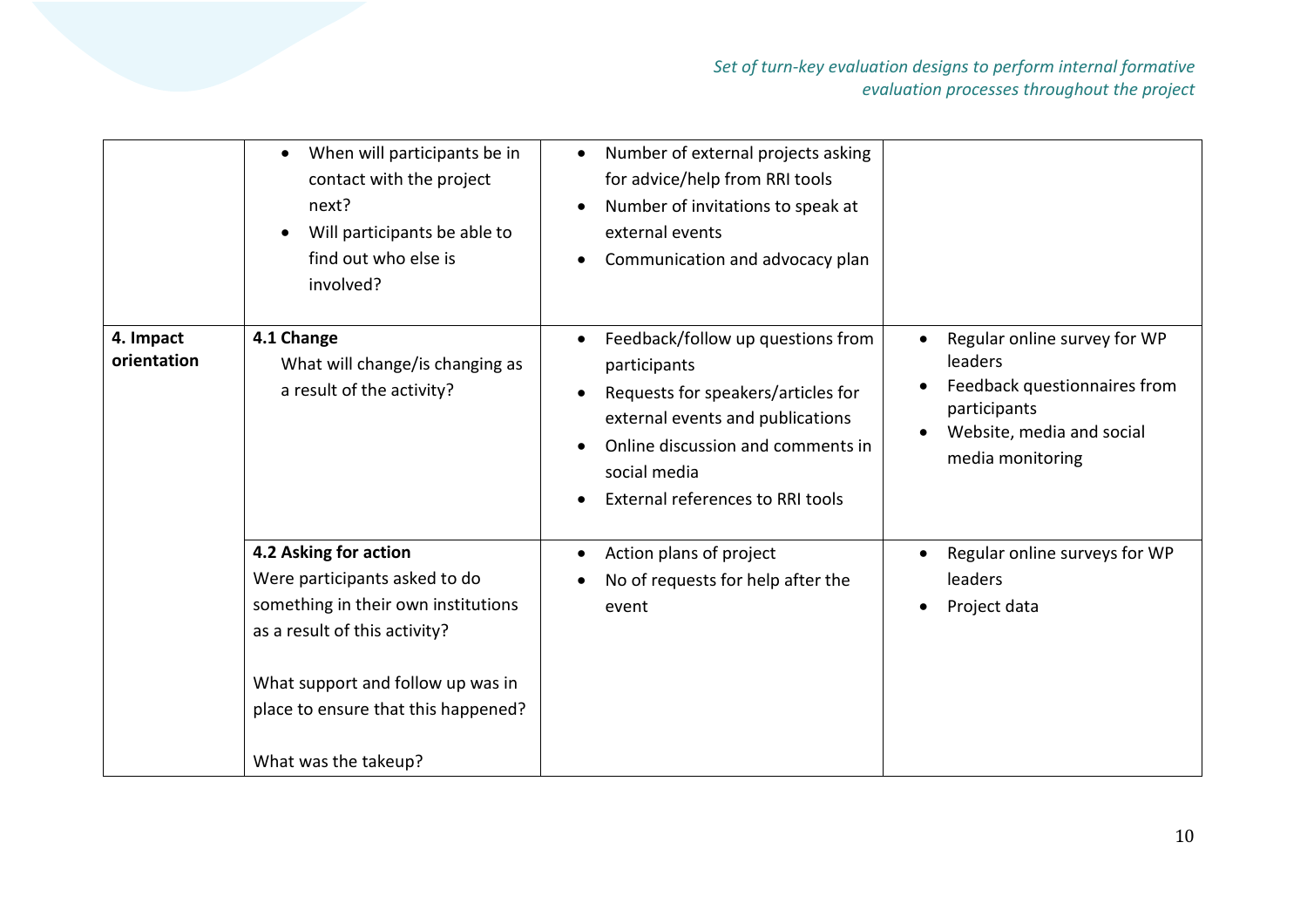| | | | |
|---|---|---|---|
| | • When will participants be in contact with the project next?<br>• Will participants be able to find out who else is involved? | • Number of external projects asking for advice/help from RRI tools<br>• Number of invitations to speak at external events<br>• Communication and advocacy plan | |
| **4. Impact orientation** | **4.1 Change**<br>What will change/is changing as a result of the activity? | • Feedback/follow up questions from participants<br>• Requests for speakers/articles for external events and publications<br>• Online discussion and comments in social media<br>• External references to RRI tools | • Regular online survey for WP leaders<br>• Feedback questionnaires from participants<br>• Website, media and social media monitoring |
| | **4.2 Asking for action**<br>Were participants asked to do something in their own institutions as a result of this activity?<br><br>What support and follow up was in place to ensure that this happened?<br><br>What was the takeup? | • Action plans of project<br>• No of requests for help after the event | • Regular online surveys for WP leaders<br>• Project data |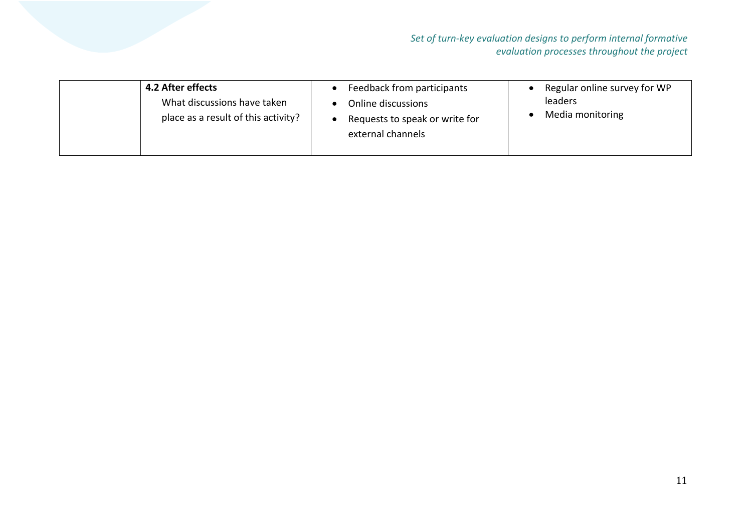|  |  |  |  |
|---|---|---|---|
|  | **4.2 After effects**<br>What discussions have taken place as a result of this activity? | • Feedback from participants<br>• Online discussions<br>• Requests to speak or write for external channels | • Regular online survey for WP leaders<br>• Media monitoring |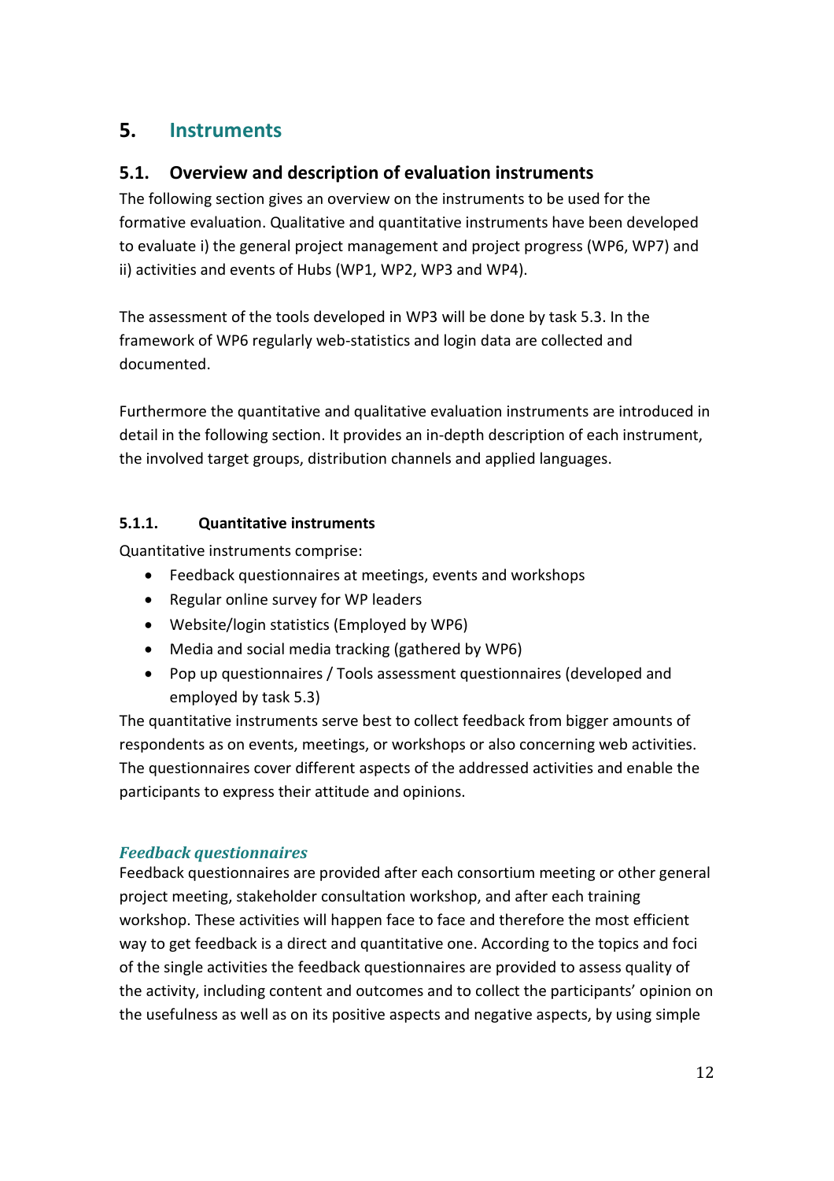# 5. Instruments

## 5.1. Overview and description of evaluation instruments

The following section gives an overview on the instruments to be used for the formative evaluation. Qualitative and quantitative instruments have been developed to evaluate i) the general project management and project progress (WP6, WP7) and ii) activities and events of Hubs (WP1, WP2, WP3 and WP4).

The assessment of the tools developed in WP3 will be done by task 5.3. In the framework of WP6 regularly web-statistics and login data are collected and documented.

Furthermore the quantitative and qualitative evaluation instruments are introduced in detail in the following section. It provides an in-depth description of each instrument, the involved target groups, distribution channels and applied languages.

### 5.1.1. Quantitative instruments

Quantitative instruments comprise:

- Feedback questionnaires at meetings, events and workshops
- Regular online survey for WP leaders
- Website/login statistics (Employed by WP6)
- Media and social media tracking (gathered by WP6)
- Pop up questionnaires / Tools assessment questionnaires (developed and employed by task 5.3)

The quantitative instruments serve best to collect feedback from bigger amounts of respondents as on events, meetings, or workshops or also concerning web activities. The questionnaires cover different aspects of the addressed activities and enable the participants to express their attitude and opinions.

#### *Feedback questionnaires*

Feedback questionnaires are provided after each consortium meeting or other general project meeting, stakeholder consultation workshop, and after each training workshop. These activities will happen face to face and therefore the most efficient way to get feedback is a direct and quantitative one. According to the topics and foci of the single activities the feedback questionnaires are provided to assess quality of the activity, including content and outcomes and to collect the participants' opinion on the usefulness as well as on its positive aspects and negative aspects, by using simple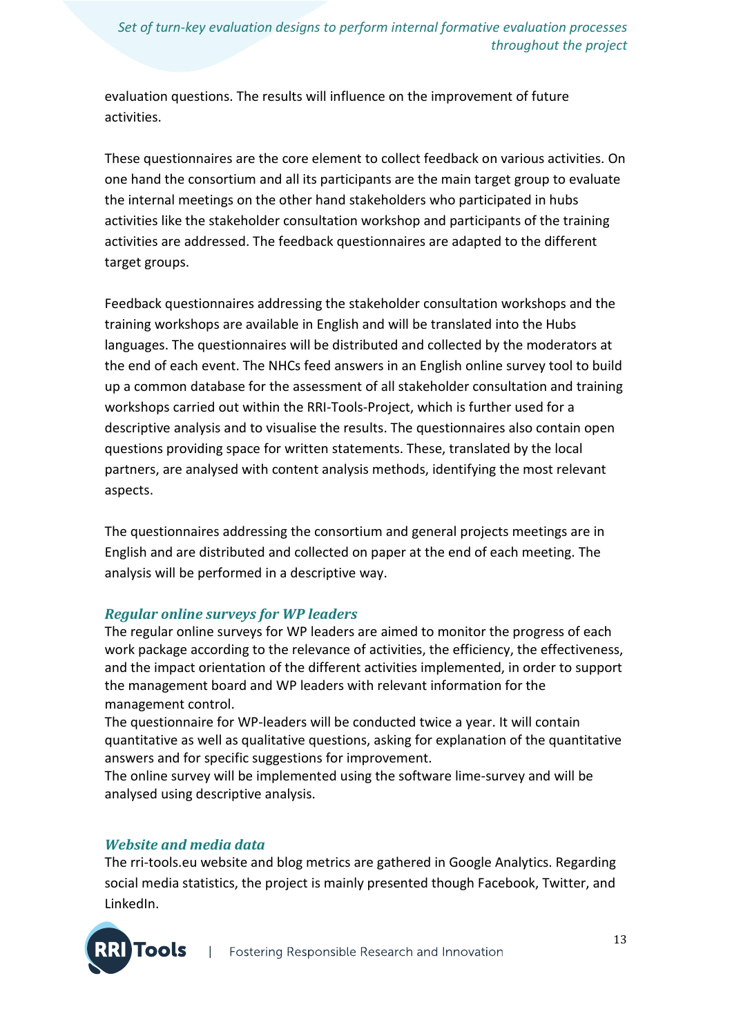evaluation questions. The results will influence on the improvement of future activities.

These questionnaires are the core element to collect feedback on various activities. On one hand the consortium and all its participants are the main target group to evaluate the internal meetings on the other hand stakeholders who participated in hubs activities like the stakeholder consultation workshop and participants of the training activities are addressed. The feedback questionnaires are adapted to the different target groups.

Feedback questionnaires addressing the stakeholder consultation workshops and the training workshops are available in English and will be translated into the Hubs languages. The questionnaires will be distributed and collected by the moderators at the end of each event. The NHCs feed answers in an English online survey tool to build up a common database for the assessment of all stakeholder consultation and training workshops carried out within the RRI-Tools-Project, which is further used for a descriptive analysis and to visualise the results. The questionnaires also contain open questions providing space for written statements. These, translated by the local partners, are analysed with content analysis methods, identifying the most relevant aspects.

The questionnaires addressing the consortium and general projects meetings are in English and are distributed and collected on paper at the end of each meeting. The analysis will be performed in a descriptive way.

### *Regular online surveys for WP leaders*

The regular online surveys for WP leaders are aimed to monitor the progress of each work package according to the relevance of activities, the efficiency, the effectiveness, and the impact orientation of the different activities implemented, in order to support the management board and WP leaders with relevant information for the management control.
The questionnaire for WP-leaders will be conducted twice a year. It will contain quantitative as well as qualitative questions, asking for explanation of the quantitative answers and for specific suggestions for improvement.
The online survey will be implemented using the software lime-survey and will be analysed using descriptive analysis.

### *Website and media data*

The rri-tools.eu website and blog metrics are gathered in Google Analytics. Regarding social media statistics, the project is mainly presented though Facebook, Twitter, and LinkedIn.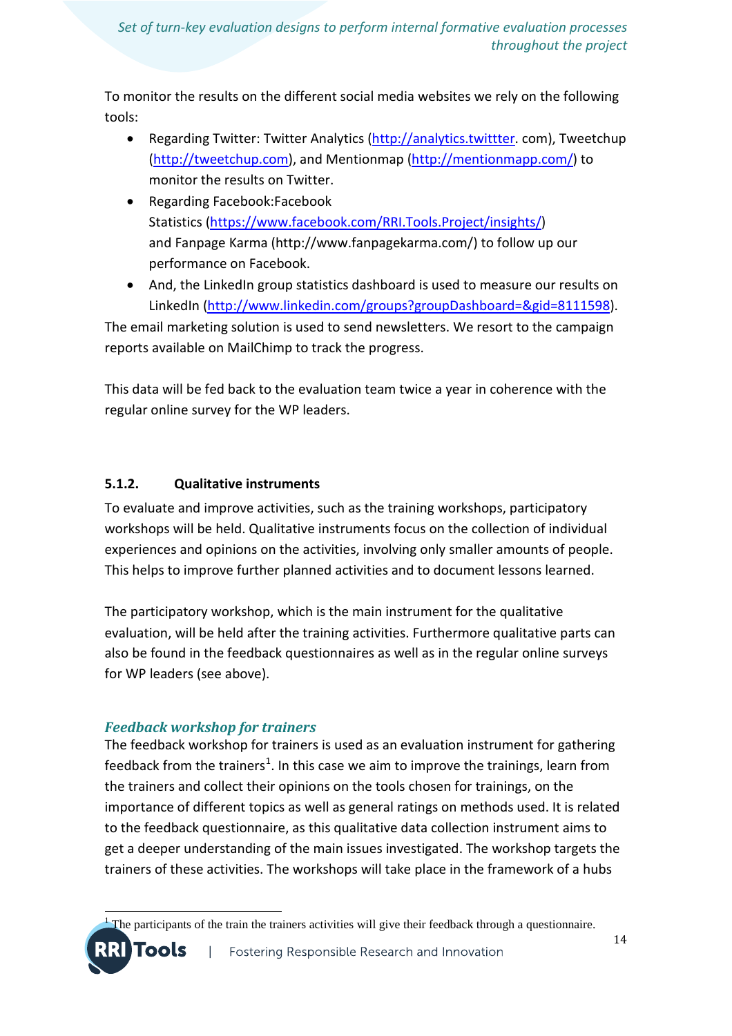To monitor the results on the different social media websites we rely on the following tools:

- Regarding Twitter: Twitter Analytics (http://analytics.twittter. com), Tweetchup (http://tweetchup.com), and Mentionmap (http://mentionmapp.com/) to monitor the results on Twitter.
- Regarding Facebook:Facebook Statistics (https://www.facebook.com/RRI.Tools.Project/insights/) and Fanpage Karma (http://www.fanpagekarma.com/) to follow up our performance on Facebook.
- And, the LinkedIn group statistics dashboard is used to measure our results on LinkedIn (http://www.linkedin.com/groups?groupDashboard=&gid=8111598).

The email marketing solution is used to send newsletters. We resort to the campaign reports available on MailChimp to track the progress.

This data will be fed back to the evaluation team twice a year in coherence with the regular online survey for the WP leaders.

#### 5.1.2. Qualitative instruments

To evaluate and improve activities, such as the training workshops, participatory workshops will be held. Qualitative instruments focus on the collection of individual experiences and opinions on the activities, involving only smaller amounts of people. This helps to improve further planned activities and to document lessons learned.

The participatory workshop, which is the main instrument for the qualitative evaluation, will be held after the training activities. Furthermore qualitative parts can also be found in the feedback questionnaires as well as in the regular online surveys for WP leaders (see above).

***Feedback workshop for trainers***

The feedback workshop for trainers is used as an evaluation instrument for gathering feedback from the trainers[1]. In this case we aim to improve the trainings, learn from the trainers and collect their opinions on the tools chosen for trainings, on the importance of different topics as well as general ratings on methods used. It is related to the feedback questionnaire, as this qualitative data collection instrument aims to get a deeper understanding of the main issues investigated. The workshop targets the trainers of these activities. The workshops will take place in the framework of a hubs

[1] The participants of the train the trainers activities will give their feedback through a questionnaire.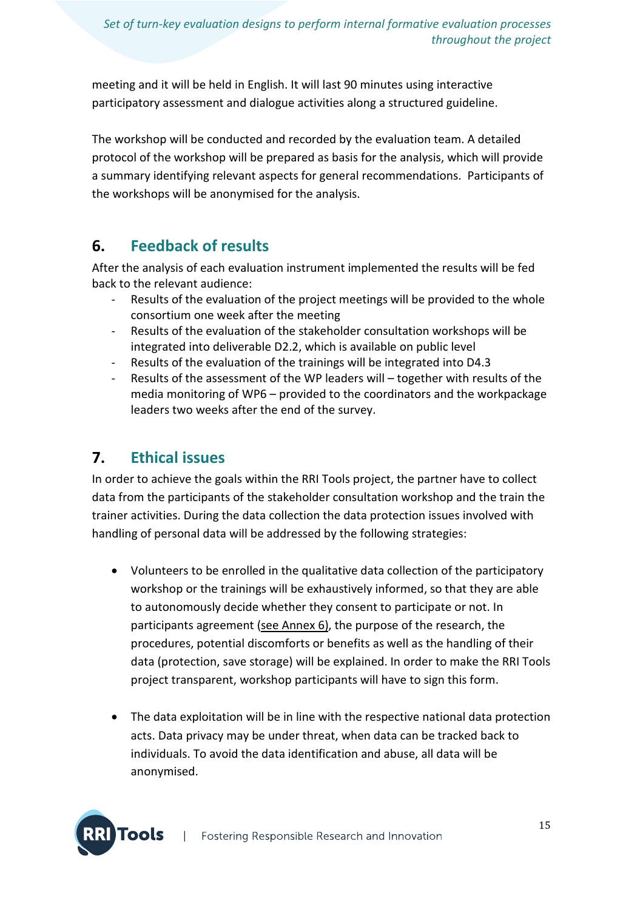meeting and it will be held in English. It will last 90 minutes using interactive participatory assessment and dialogue activities along a structured guideline.

The workshop will be conducted and recorded by the evaluation team. A detailed protocol of the workshop will be prepared as basis for the analysis, which will provide a summary identifying relevant aspects for general recommendations. Participants of the workshops will be anonymised for the analysis.

## 6. Feedback of results

After the analysis of each evaluation instrument implemented the results will be fed back to the relevant audience:

- Results of the evaluation of the project meetings will be provided to the whole consortium one week after the meeting
- Results of the evaluation of the stakeholder consultation workshops will be integrated into deliverable D2.2, which is available on public level
- Results of the evaluation of the trainings will be integrated into D4.3
- Results of the assessment of the WP leaders will – together with results of the media monitoring of WP6 – provided to the coordinators and the workpackage leaders two weeks after the end of the survey.

## 7. Ethical issues

In order to achieve the goals within the RRI Tools project, the partner have to collect data from the participants of the stakeholder consultation workshop and the train the trainer activities. During the data collection the data protection issues involved with handling of personal data will be addressed by the following strategies:

- Volunteers to be enrolled in the qualitative data collection of the participatory workshop or the trainings will be exhaustively informed, so that they are able to autonomously decide whether they consent to participate or not. In participants agreement (see Annex 6), the purpose of the research, the procedures, potential discomforts or benefits as well as the handling of their data (protection, save storage) will be explained. In order to make the RRI Tools project transparent, workshop participants will have to sign this form.

- The data exploitation will be in line with the respective national data protection acts. Data privacy may be under threat, when data can be tracked back to individuals. To avoid the data identification and abuse, all data will be anonymised.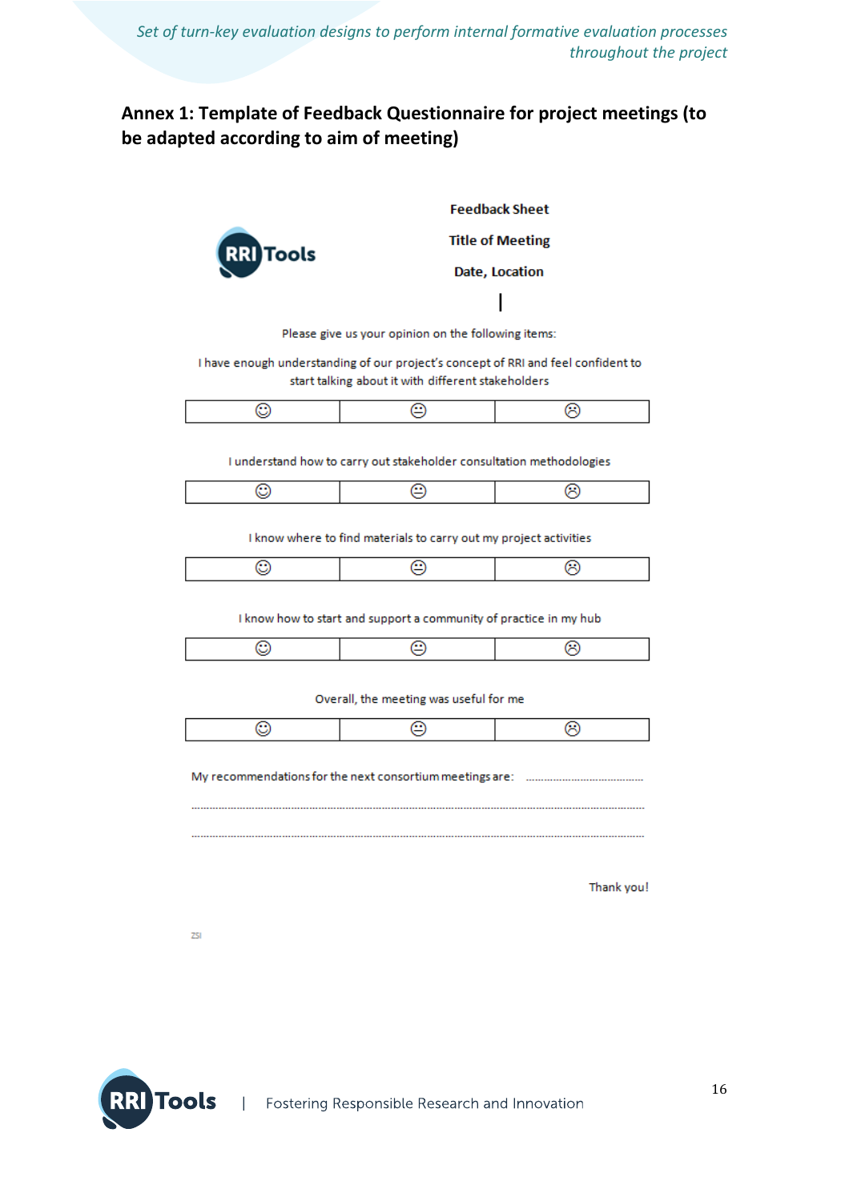## Annex 1: Template of Feedback Questionnaire for project meetings (to be adapted according to aim of meeting)

RRI Tools

**Feedback Sheet**

**Title of Meeting**

**Date, Location**

Please give us your opinion on the following items:

I have enough understanding of our project's concept of RRI and feel confident to start talking about it with different stakeholders

| ☺ | 😐 | ☹ |
|---|---|---|

I understand how to carry out stakeholder consultation methodologies

| ☺ | 😐 | ☹ |
|---|---|---|

I know where to find materials to carry out my project activities

| ☺ | 😐 | ☹ |
|---|---|---|

I know how to start and support a community of practice in my hub

| ☺ | 😐 | ☹ |
|---|---|---|

Overall, the meeting was useful for me

| ☺ | 😐 | ☹ |
|---|---|---|

My recommendations for the next consortium meetings are: ......................................

.....................................................................................................................

.....................................................................................................................

Thank you!

ZSI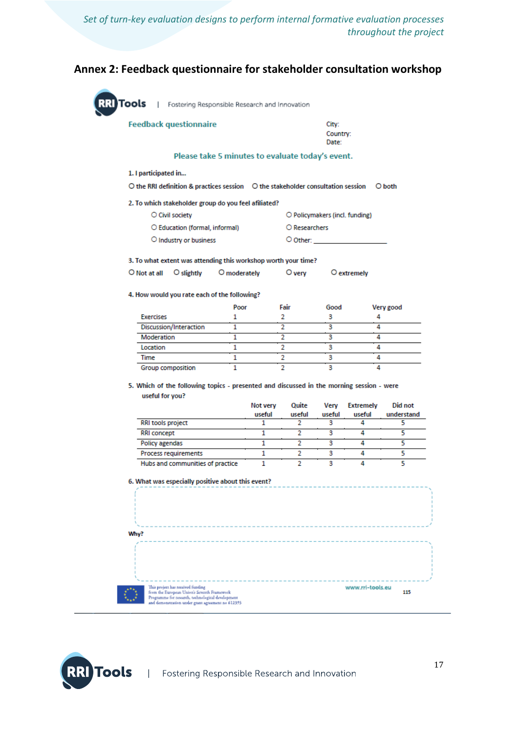## Annex 2: Feedback questionnaire for stakeholder consultation workshop

RRI Tools | Fostering Responsible Research and Innovation

**Feedback questionnaire**

City:
Country:
Date:

**Please take 5 minutes to evaluate today's event.**

**1. I participated in...**

O the RRI definition & practices session  O the stakeholder consultation session  O both

**2. To which stakeholder group do you feel affiliated?**

O Civil society  O Policymakers (incl. funding)
O Education (formal, informal)  O Researchers
O Industry or business  O Other: ____________________

**3. To what extent was attending this workshop worth your time?**

O Not at all  O slightly  O moderately  O very  O extremely

**4. How would you rate each of the following?**

| | Poor | Fair | Good | Very good |
|---|---|---|---|---|
| Exercises | 1 | 2 | 3 | 4 |
| Discussion/Interaction | 1 | 2 | 3 | 4 |
| Moderation | 1 | 2 | 3 | 4 |
| Location | 1 | 2 | 3 | 4 |
| Time | 1 | 2 | 3 | 4 |
| Group composition | 1 | 2 | 3 | 4 |

**5. Which of the following topics - presented and discussed in the morning session - were useful for you?**

| | Not very useful | Quite useful | Very useful | Extremely useful | Did not understand |
|---|---|---|---|---|---|
| RRI tools project | 1 | 2 | 3 | 4 | 5 |
| RRI concept | 1 | 2 | 3 | 4 | 5 |
| Policy agendas | 1 | 2 | 3 | 4 | 5 |
| Process requirements | 1 | 2 | 3 | 4 | 5 |
| Hubs and communities of practice | 1 | 2 | 3 | 4 | 5 |

**6. What was especially positive about this event?**

**Why?**

This project has received funding from the European Union's Seventh Framework Programme for research, technological development and demonstration under grant agreement no 612393

www.rri-tools.eu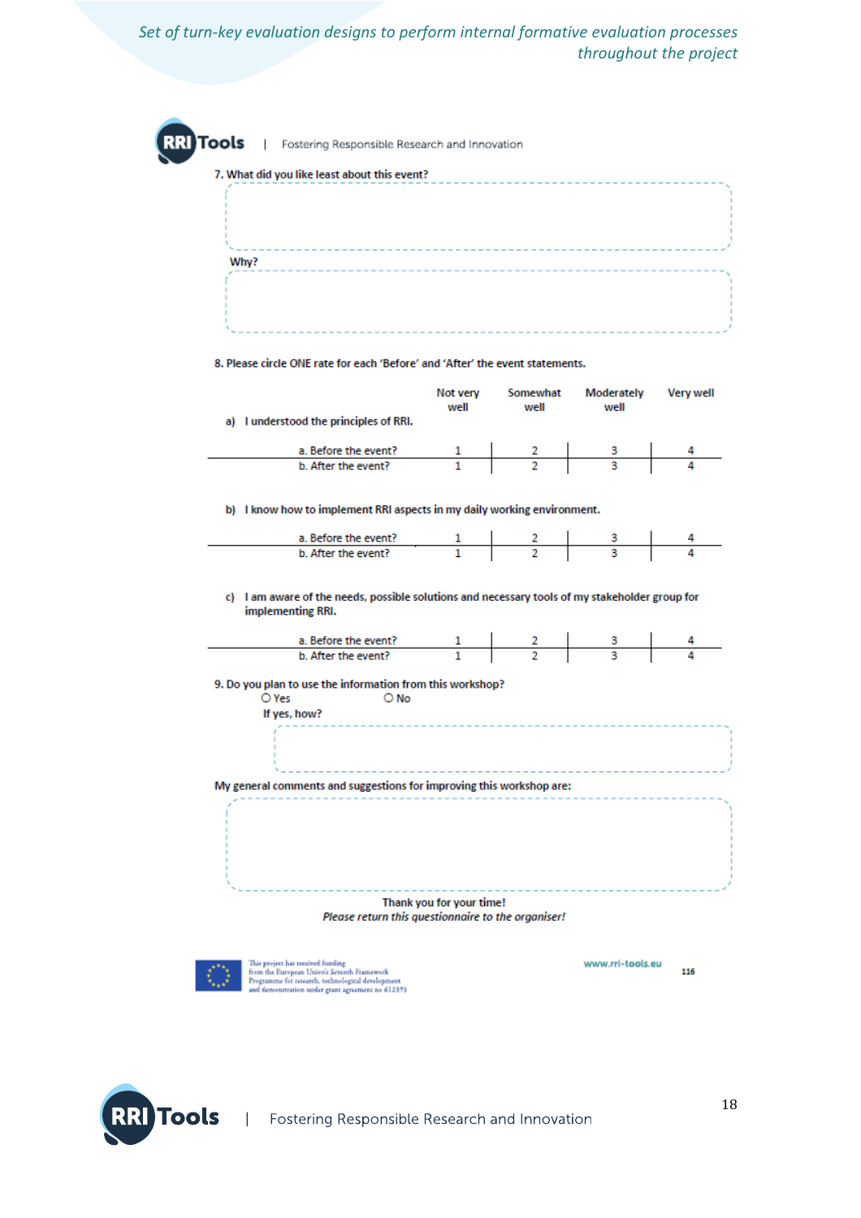7. What did you like least about this event?

Why?

8. Please circle ONE rate for each 'Before' and 'After' the event statements.

a) I understood the principles of RRI.

| | Not very well | Somewhat well | Moderately well | Very well |
|---|---|---|---|---|
| a. Before the event? | 1 | 2 | 3 | 4 |
| b. After the event? | 1 | 2 | 3 | 4 |

b) I know how to implement RRI aspects in my daily working environment.

| | Not very well | Somewhat well | Moderately well | Very well |
|---|---|---|---|---|
| a. Before the event? | 1 | 2 | 3 | 4 |
| b. After the event? | 1 | 2 | 3 | 4 |

c) I am aware of the needs, possible solutions and necessary tools of my stakeholder group for implementing RRI.

| | Not very well | Somewhat well | Moderately well | Very well |
|---|---|---|---|---|
| a. Before the event? | 1 | 2 | 3 | 4 |
| b. After the event? | 1 | 2 | 3 | 4 |

9. Do you plan to use the information from this workshop?

○ Yes ○ No

If yes, how?

My general comments and suggestions for improving this workshop are:

Thank you for your time!

*Please return this questionnaire to the organiser!*

This project has received funding from the European Union's Seventh Framework Programme for research, technological development and demonstration under grant agreement no 612393

www.rri-tools.eu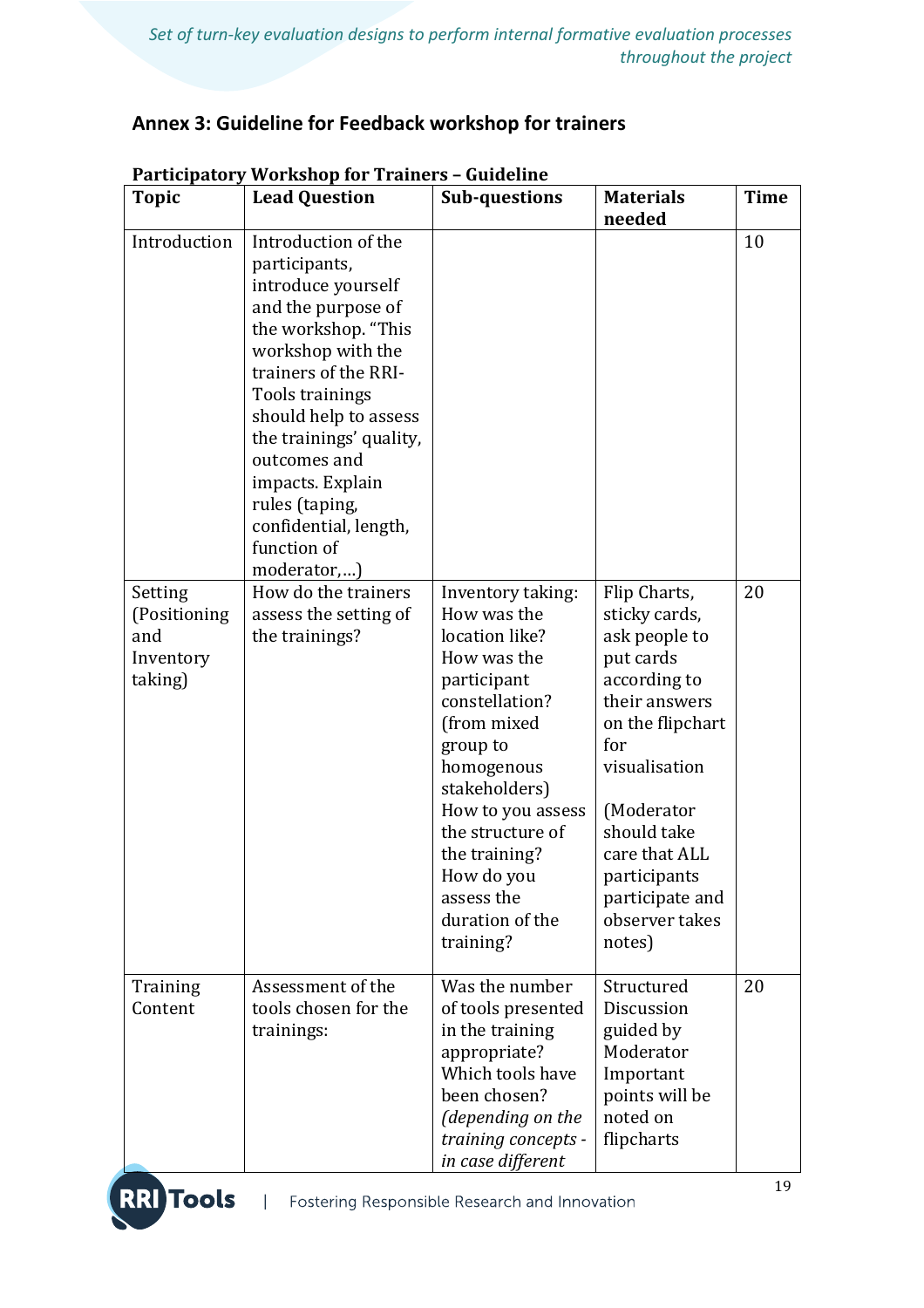## Annex 3: Guideline for Feedback workshop for trainers

**Participatory Workshop for Trainers – Guideline**

| Topic | Lead Question | Sub-questions | Materials needed | Time |
|---|---|---|---|---|
| Introduction | Introduction of the participants, introduce yourself and the purpose of the workshop. "This workshop with the trainers of the RRI-Tools trainings should help to assess the trainings' quality, outcomes and impacts. Explain rules (taping, confidential, length, function of moderator,…) | | | 10 |
| Setting (Positioning and Inventory taking) | How do the trainers assess the setting of the trainings? | Inventory taking: How was the location like? How was the participant constellation? (from mixed group to homogenous stakeholders) How to you assess the structure of the training? How do you assess the duration of the training? | Flip Charts, sticky cards, ask people to put cards according to their answers on the flipchart for visualisation (Moderator should take care that ALL participants participate and observer takes notes) | 20 |
| Training Content | Assessment of the tools chosen for the trainings: | Was the number of tools presented in the training appropriate? Which tools have been chosen? *(depending on the training concepts - in case different* | Structured Discussion guided by Moderator Important points will be noted on flipcharts | 20 |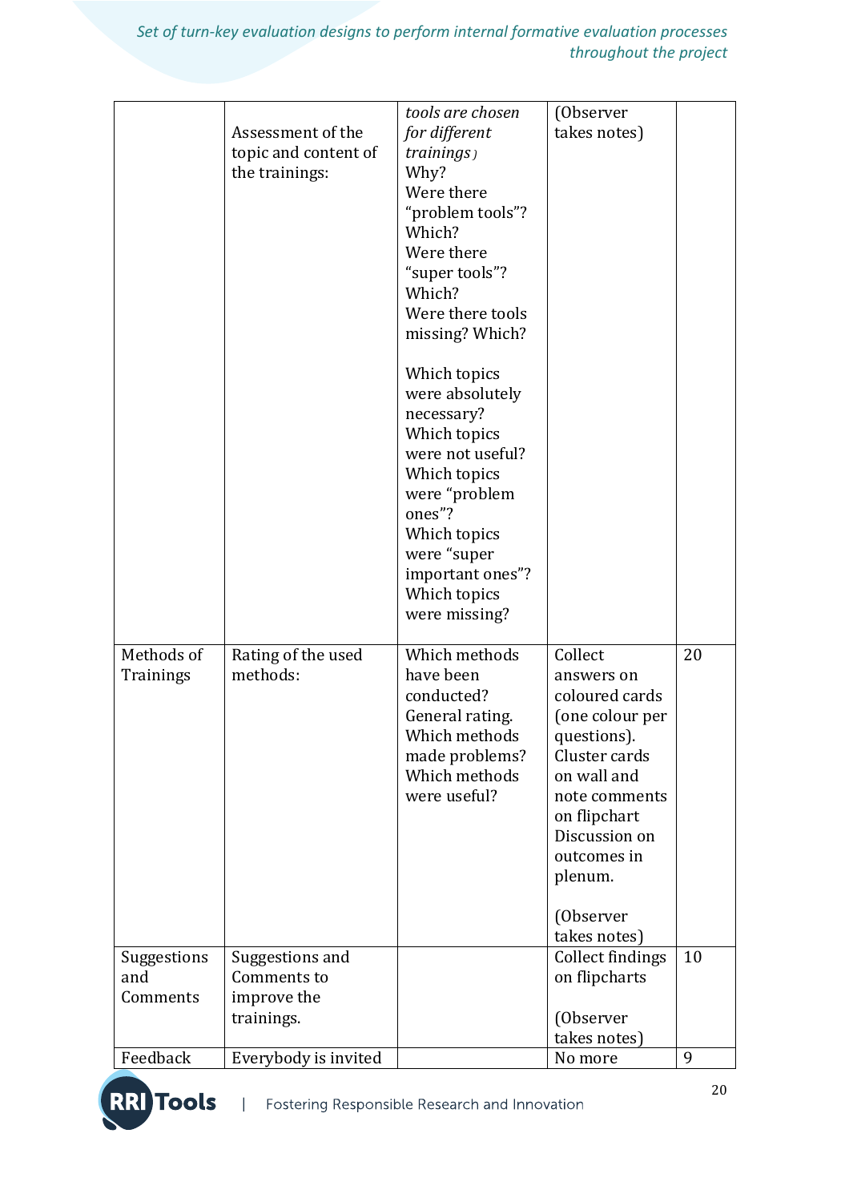| | | | | |
|---|---|---|---|---|
| | Assessment of the topic and content of the trainings: | *tools are chosen for different trainings)* Why? Were there “problem tools”? Which? Were there “super tools”? Which? Were there tools missing? Which?<br><br>Which topics were absolutely necessary? Which topics were not useful? Which topics were “problem ones”? Which topics were “super important ones”? Which topics were missing? | (Observer takes notes) | |
| Methods of Trainings | Rating of the used methods: | Which methods have been conducted? General rating. Which methods made problems? Which methods were useful? | Collect answers on coloured cards (one colour per questions). Cluster cards on wall and note comments on flipchart Discussion on outcomes in plenum.<br><br>(Observer takes notes) | 20 |
| Suggestions and Comments | Suggestions and Comments to improve the trainings. | | Collect findings on flipcharts<br><br>(Observer takes notes) | 10 |
| Feedback | Everybody is invited | | No more | 9 |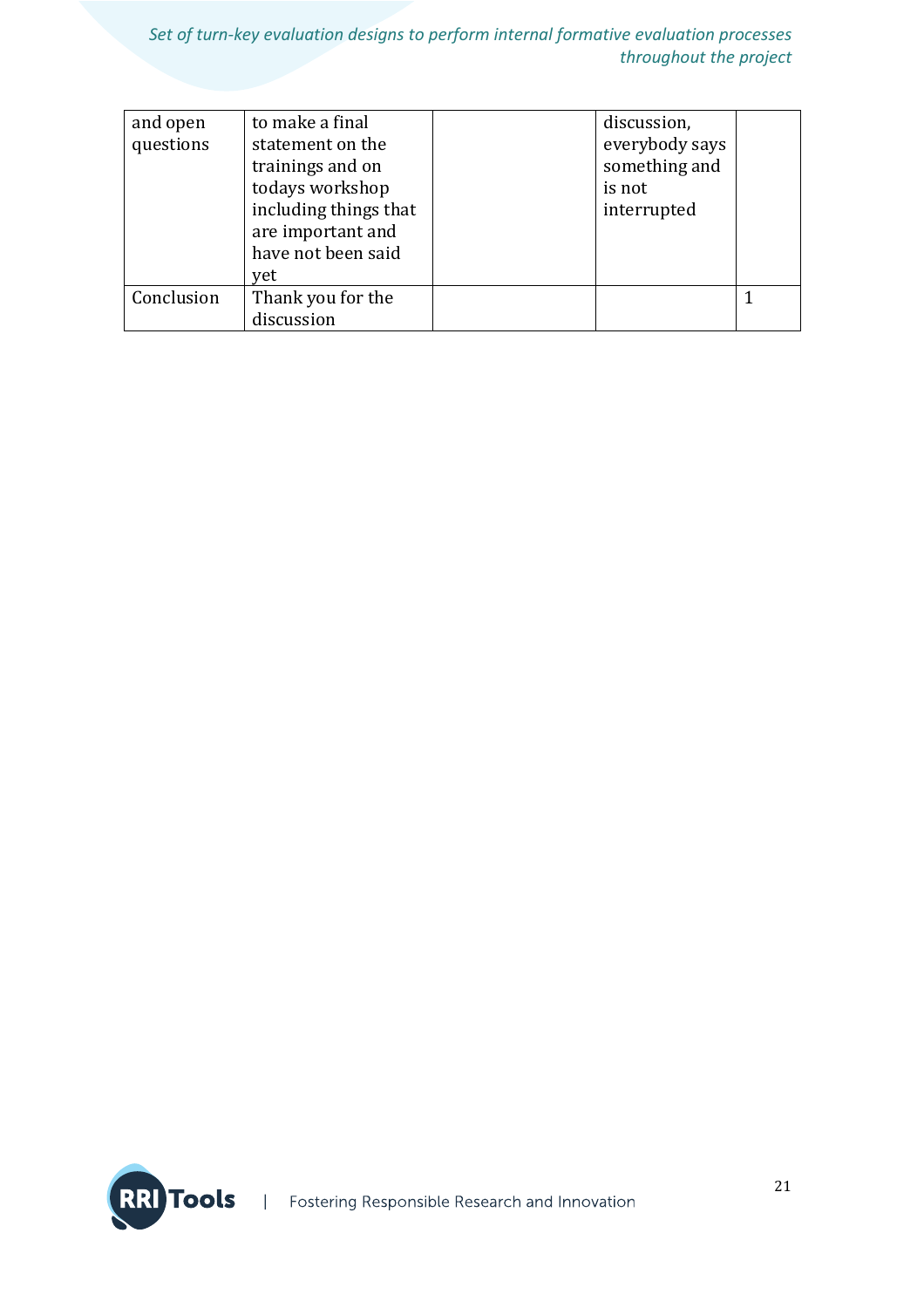| | | | | |
|---|---|---|---|---|
| and open questions | to make a final statement on the trainings and on todays workshop including things that are important and have not been said yet | | discussion, everybody says something and is not interrupted | |
| Conclusion | Thank you for the discussion | | | 1 |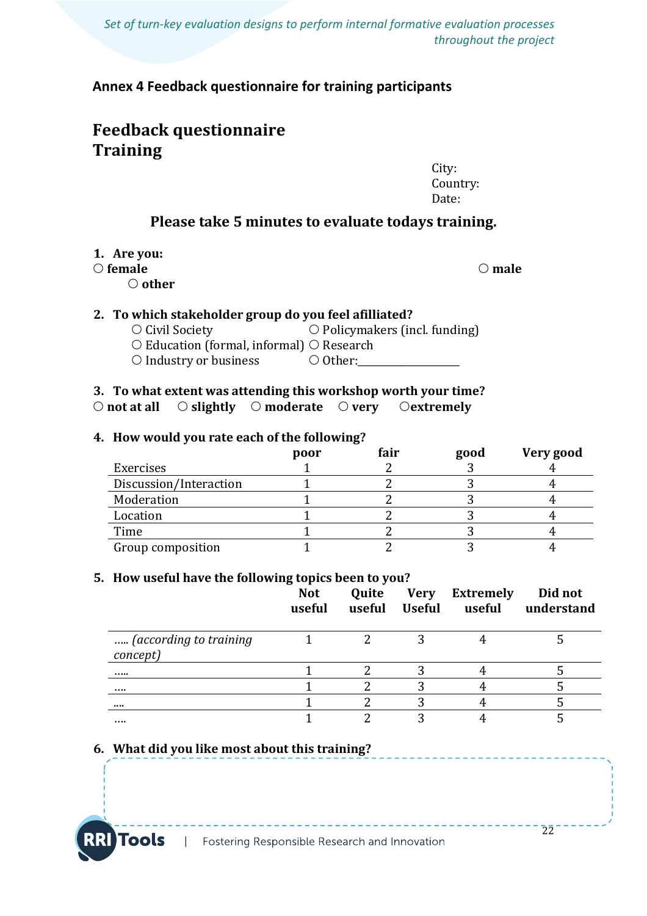## Annex 4 Feedback questionnaire for training participants

# Feedback questionnaire Training

City:
Country:
Date:

**Please take 5 minutes to evaluate todays training.**

**1. Are you:**

○ **female** ○ **male** ○ **other**

**2. To which stakeholder group do you feel afilliated?**

○ Civil Society ○ Policymakers (incl. funding)
○ Education (formal, informal) ○ Research
○ Industry or business ○ Other:_________________

**3. To what extent was attending this workshop worth your time?**

○ **not at all** ○ **slightly** ○ **moderate** ○ **very** ○**extremely**

**4. How would you rate each of the following?**

| | poor | fair | good | Very good |
|---|---|---|---|---|
| Exercises | 1 | 2 | 3 | 4 |
| Discussion/Interaction | 1 | 2 | 3 | 4 |
| Moderation | 1 | 2 | 3 | 4 |
| Location | 1 | 2 | 3 | 4 |
| Time | 1 | 2 | 3 | 4 |
| Group composition | 1 | 2 | 3 | 4 |

**5. How useful have the following topics been to you?**

| | Not useful | Quite useful | Very Useful | Extremely useful | Did not understand |
|---|---|---|---|---|---|
| ….. *(according to training concept)* | 1 | 2 | 3 | 4 | 5 |
| ….. | 1 | 2 | 3 | 4 | 5 |
| …. | 1 | 2 | 3 | 4 | 5 |
| …. | 1 | 2 | 3 | 4 | 5 |
| …. | 1 | 2 | 3 | 4 | 5 |

**6. What did you like most about this training?**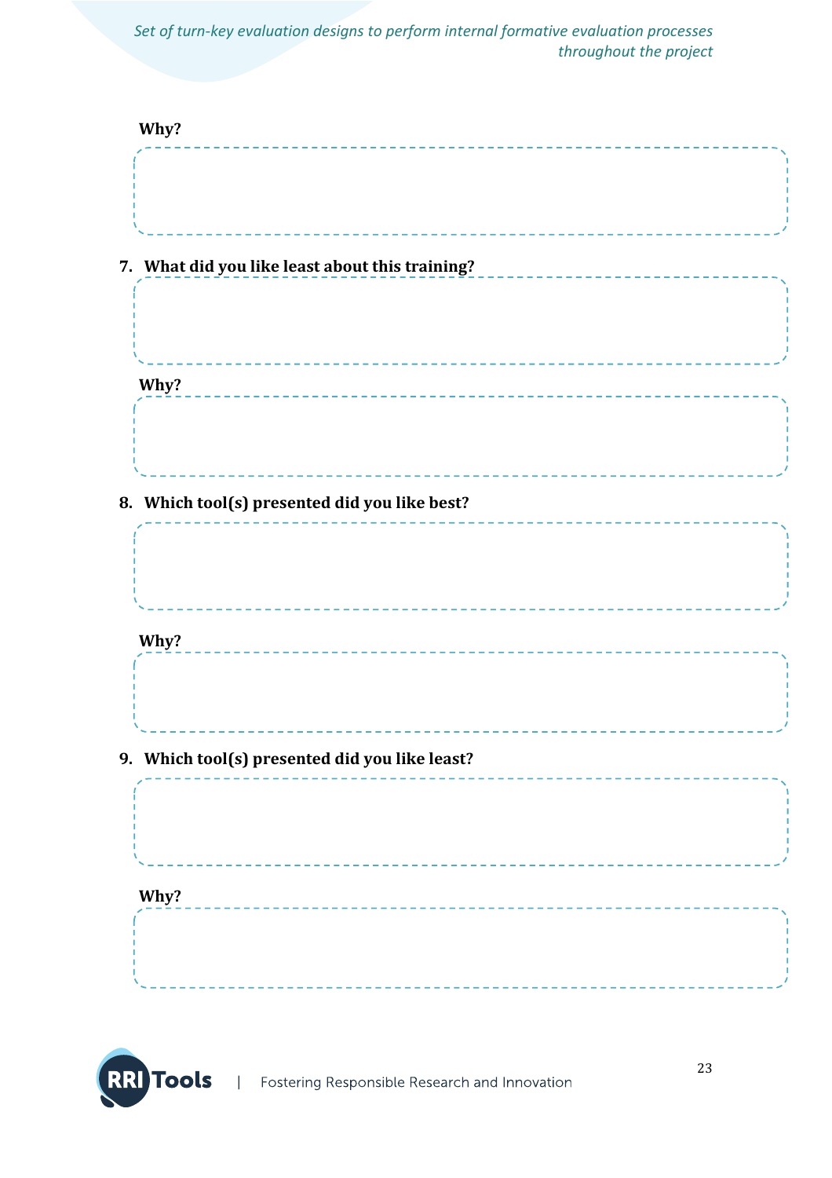**Why?**

7. **What did you like least about this training?**

**Why?**

8. **Which tool(s) presented did you like best?**

**Why?**

9. **Which tool(s) presented did you like least?**

**Why?**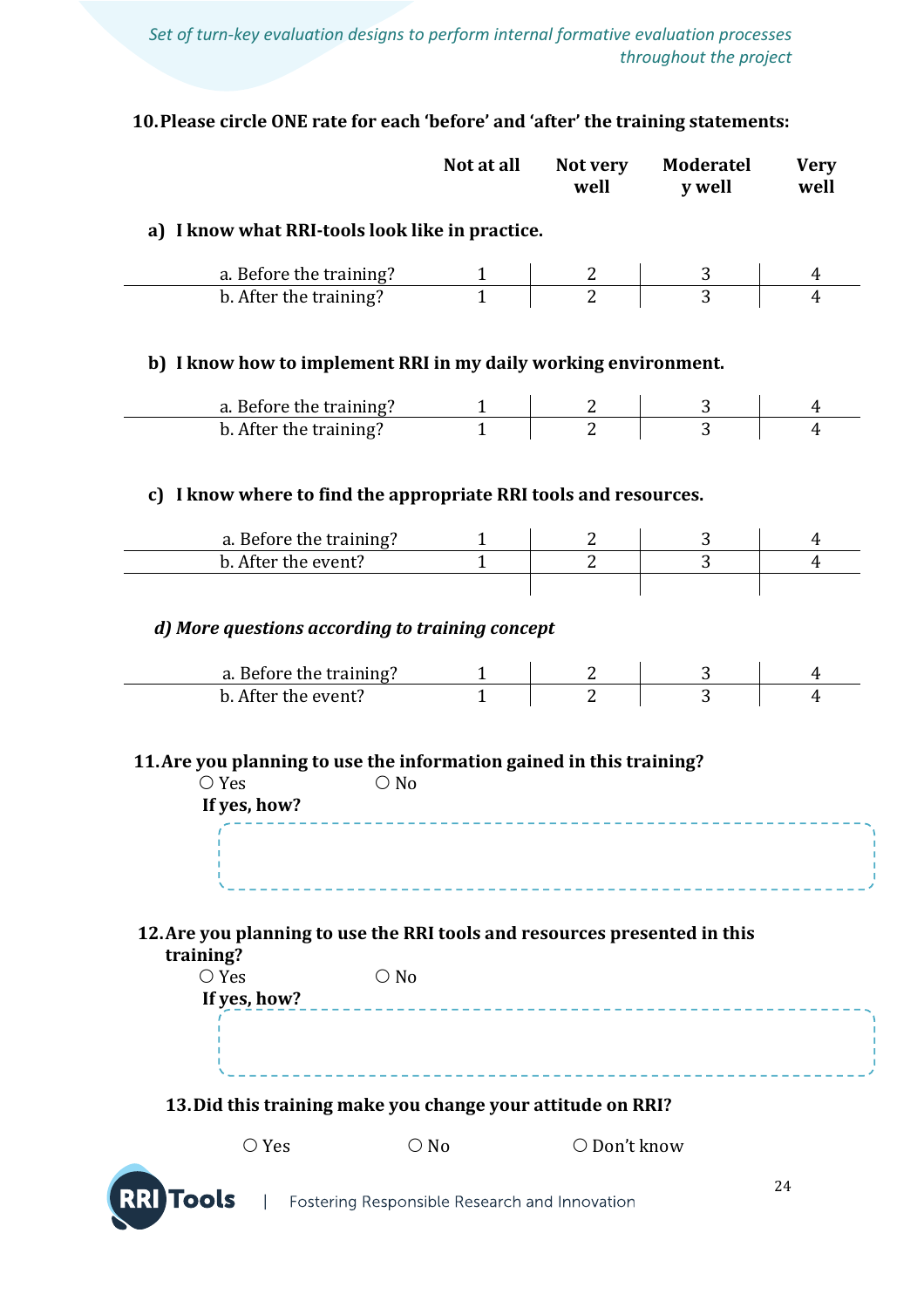**10. Please circle ONE rate for each 'before' and 'after' the training statements:**

| | Not at all | Not very well | Moderately well | Very well |
|---|---|---|---|---|
| **a) I know what RRI-tools look like in practice.** | | | | |
| a. Before the training? | 1 | 2 | 3 | 4 |
| b. After the training? | 1 | 2 | 3 | 4 |
| **b) I know how to implement RRI in my daily working environment.** | | | | |
| a. Before the training? | 1 | 2 | 3 | 4 |
| b. After the training? | 1 | 2 | 3 | 4 |
| **c) I know where to find the appropriate RRI tools and resources.** | | | | |
| a. Before the training? | 1 | 2 | 3 | 4 |
| b. After the event? | 1 | 2 | 3 | 4 |
| ***d) More questions according to training concept*** | | | | |
| a. Before the training? | 1 | 2 | 3 | 4 |
| b. After the event? | 1 | 2 | 3 | 4 |

**11. Are you planning to use the information gained in this training?**

○ Yes ○ No

**If yes, how?**

**12. Are you planning to use the RRI tools and resources presented in this training?**

○ Yes ○ No

**If yes, how?**

**13. Did this training make you change your attitude on RRI?**

○ Yes ○ No ○ Don't know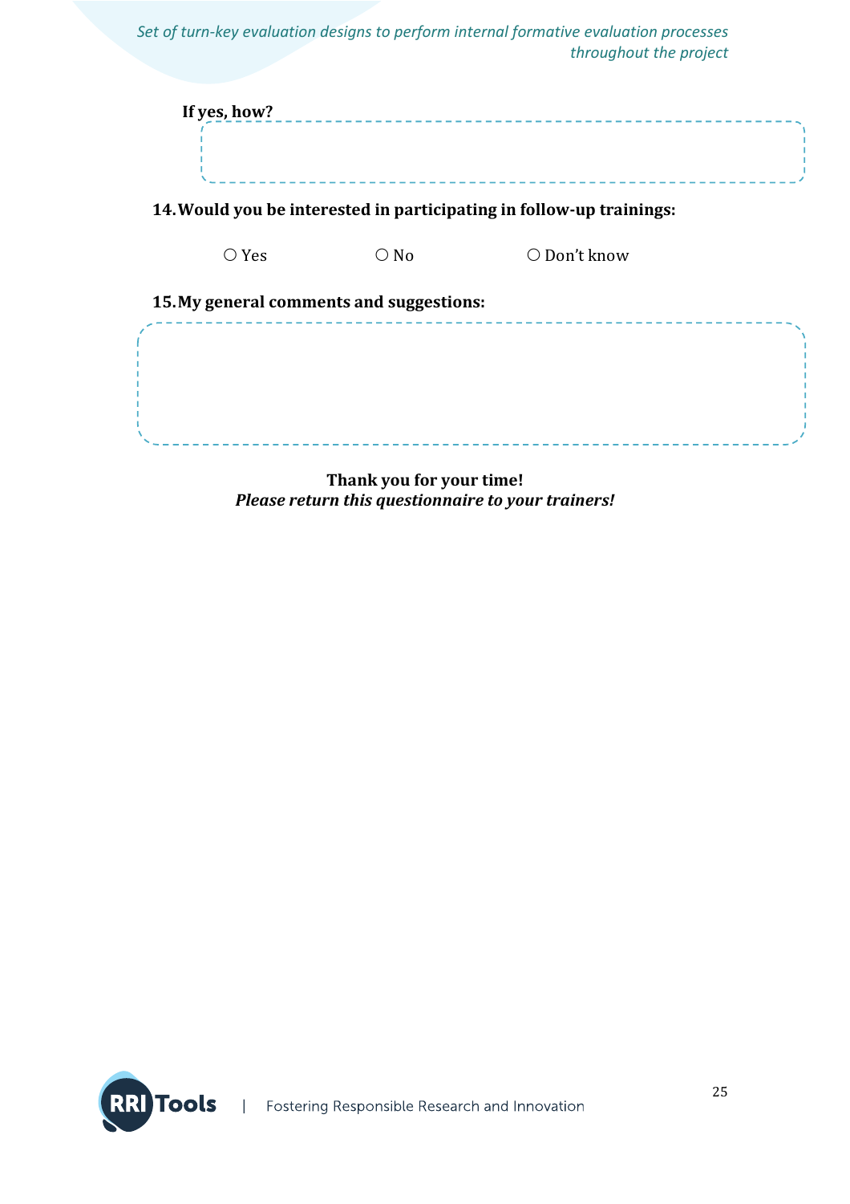**If yes, how?**

**14. Would you be interested in participating in follow-up trainings:**

○ Yes ○ No ○ Don't know

**15. My general comments and suggestions:**

**Thank you for your time!**

***Please return this questionnaire to your trainers!***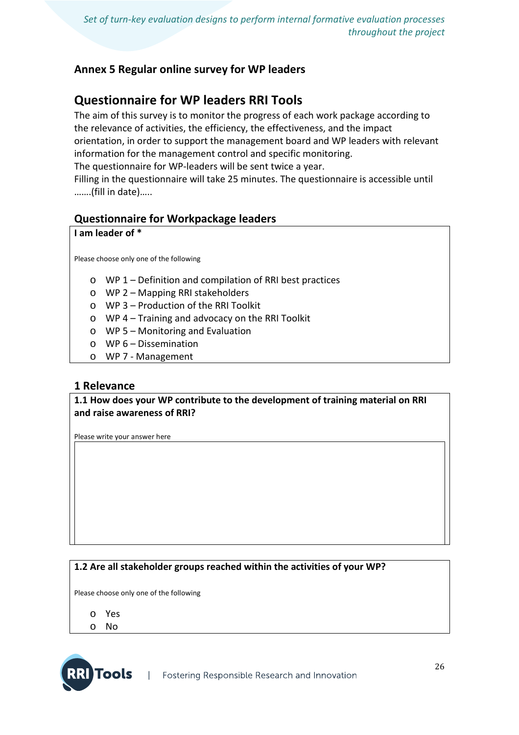## Annex 5 Regular online survey for WP leaders

# Questionnaire for WP leaders RRI Tools

The aim of this survey is to monitor the progress of each work package according to the relevance of activities, the efficiency, the effectiveness, and the impact orientation, in order to support the management board and WP leaders with relevant information for the management control and specific monitoring.

The questionnaire for WP-leaders will be sent twice a year.

Filling in the questionnaire will take 25 minutes. The questionnaire is accessible until …….(fill in date)…..

### Questionnaire for Workpackage leaders

**I am leader of ***

Please choose only one of the following

- WP 1 – Definition and compilation of RRI best practices
- WP 2 – Mapping RRI stakeholders
- WP 3 – Production of the RRI Toolkit
- WP 4 – Training and advocacy on the RRI Toolkit
- WP 5 – Monitoring and Evaluation
- WP 6 – Dissemination
- WP 7 - Management

### 1 Relevance

**1.1 How does your WP contribute to the development of training material on RRI and raise awareness of RRI?**

Please write your answer here

**1.2 Are all stakeholder groups reached within the activities of your WP?**

Please choose only one of the following

- Yes
- No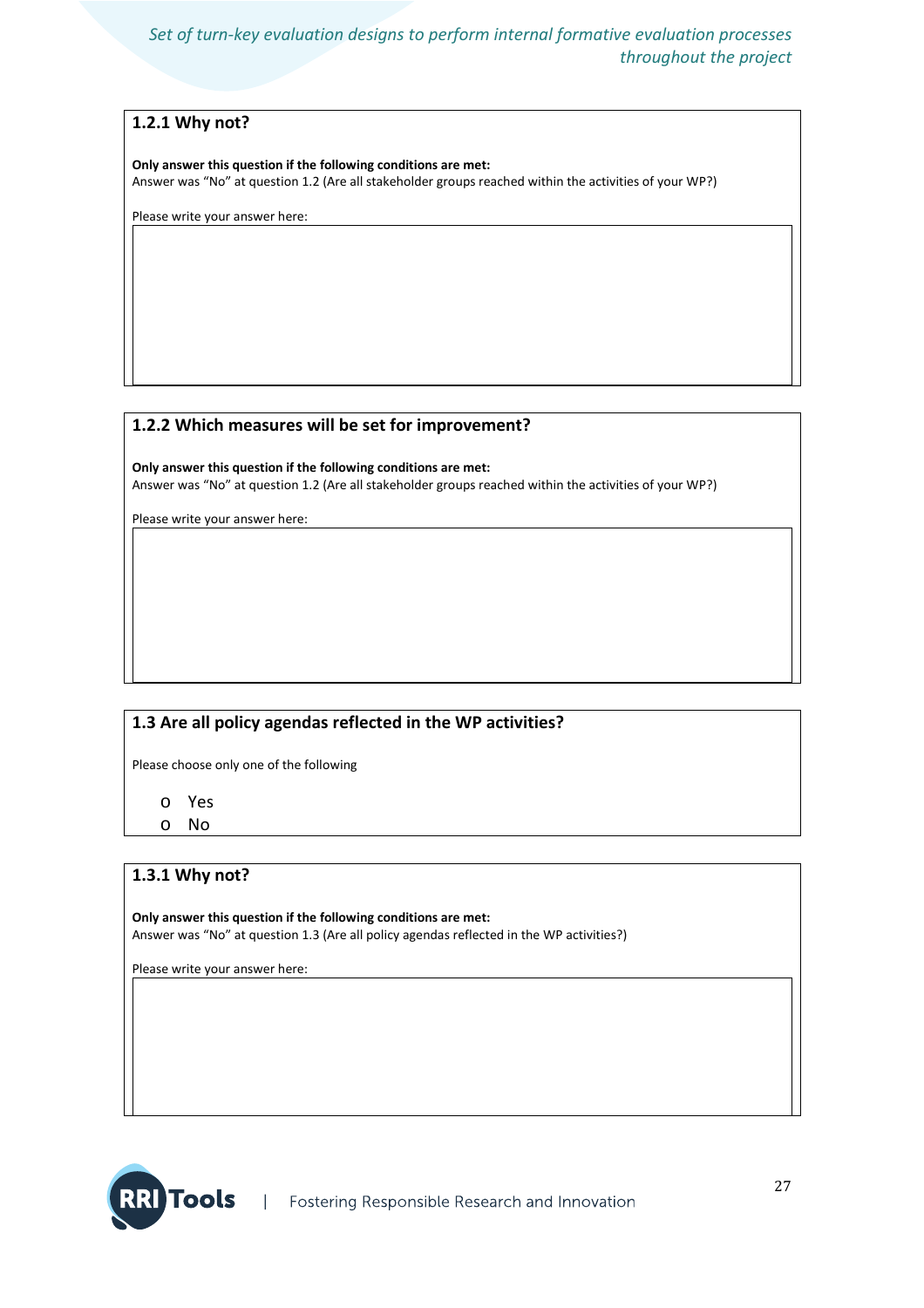### 1.2.1 Why not?

**Only answer this question if the following conditions are met:**
Answer was “No” at question 1.2 (Are all stakeholder groups reached within the activities of your WP?)

Please write your answer here:

### 1.2.2 Which measures will be set for improvement?

**Only answer this question if the following conditions are met:**
Answer was “No” at question 1.2 (Are all stakeholder groups reached within the activities of your WP?)

Please write your answer here:

### 1.3 Are all policy agendas reflected in the WP activities?

Please choose only one of the following

- Yes
- No

### 1.3.1 Why not?

**Only answer this question if the following conditions are met:**
Answer was “No” at question 1.3 (Are all policy agendas reflected in the WP activities?)

Please write your answer here: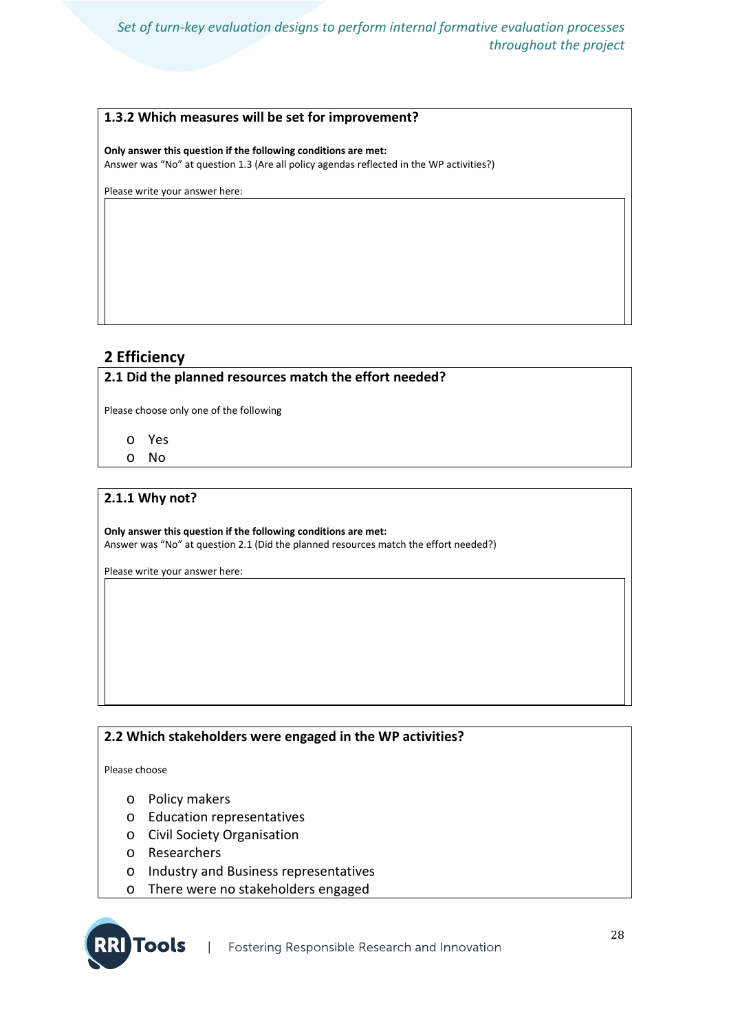### 1.3.2 Which measures will be set for improvement?

**Only answer this question if the following conditions are met:**
Answer was “No” at question 1.3 (Are all policy agendas reflected in the WP activities?)

Please write your answer here:

## 2 Efficiency

### 2.1 Did the planned resources match the effort needed?

Please choose only one of the following

- Yes
- No

### 2.1.1 Why not?

**Only answer this question if the following conditions are met:**
Answer was “No” at question 2.1 (Did the planned resources match the effort needed?)

Please write your answer here:

### 2.2 Which stakeholders were engaged in the WP activities?

Please choose

- Policy makers
- Education representatives
- Civil Society Organisation
- Researchers
- Industry and Business representatives
- There were no stakeholders engaged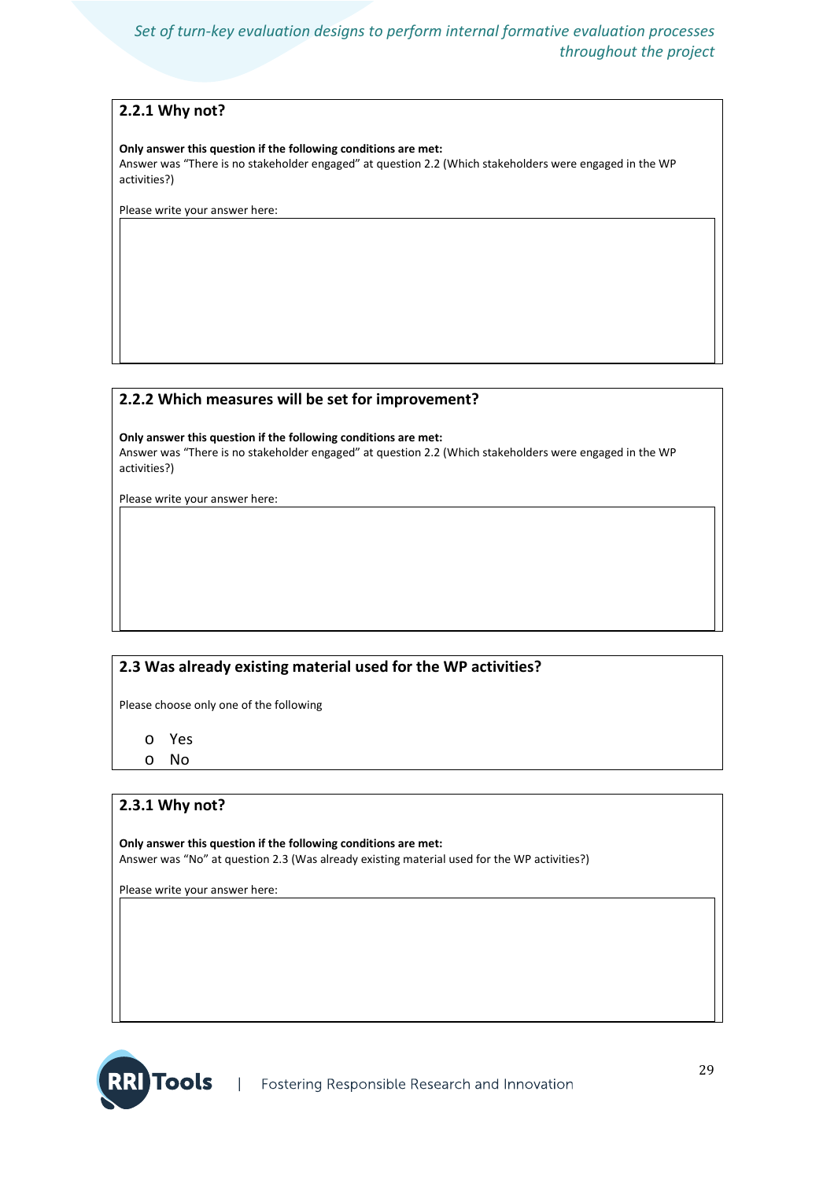### 2.2.1 Why not?

**Only answer this question if the following conditions are met:**
Answer was “There is no stakeholder engaged” at question 2.2 (Which stakeholders were engaged in the WP activities?)

Please write your answer here:

### 2.2.2 Which measures will be set for improvement?

**Only answer this question if the following conditions are met:**
Answer was “There is no stakeholder engaged” at question 2.2 (Which stakeholders were engaged in the WP activities?)

Please write your answer here:

### 2.3 Was already existing material used for the WP activities?

Please choose only one of the following

- Yes
- No

### 2.3.1 Why not?

**Only answer this question if the following conditions are met:**
Answer was “No” at question 2.3 (Was already existing material used for the WP activities?)

Please write your answer here: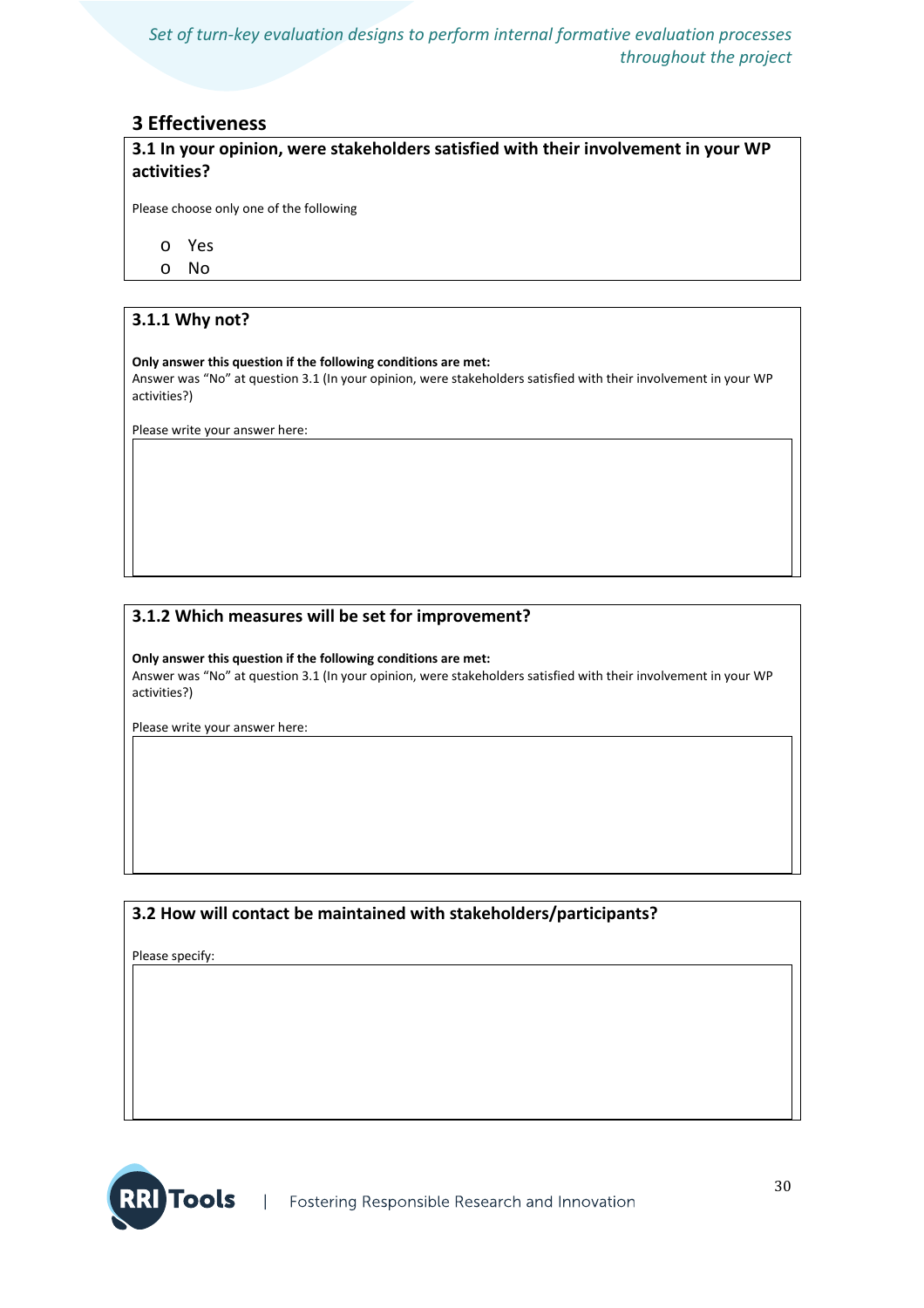## 3 Effectiveness

### 3.1 In your opinion, were stakeholders satisfied with their involvement in your WP activities?

Please choose only one of the following

- Yes
- No

### 3.1.1 Why not?

**Only answer this question if the following conditions are met:**
Answer was “No” at question 3.1 (In your opinion, were stakeholders satisfied with their involvement in your WP activities?)

Please write your answer here:

### 3.1.2 Which measures will be set for improvement?

**Only answer this question if the following conditions are met:**
Answer was “No” at question 3.1 (In your opinion, were stakeholders satisfied with their involvement in your WP activities?)

Please write your answer here:

### 3.2 How will contact be maintained with stakeholders/participants?

Please specify: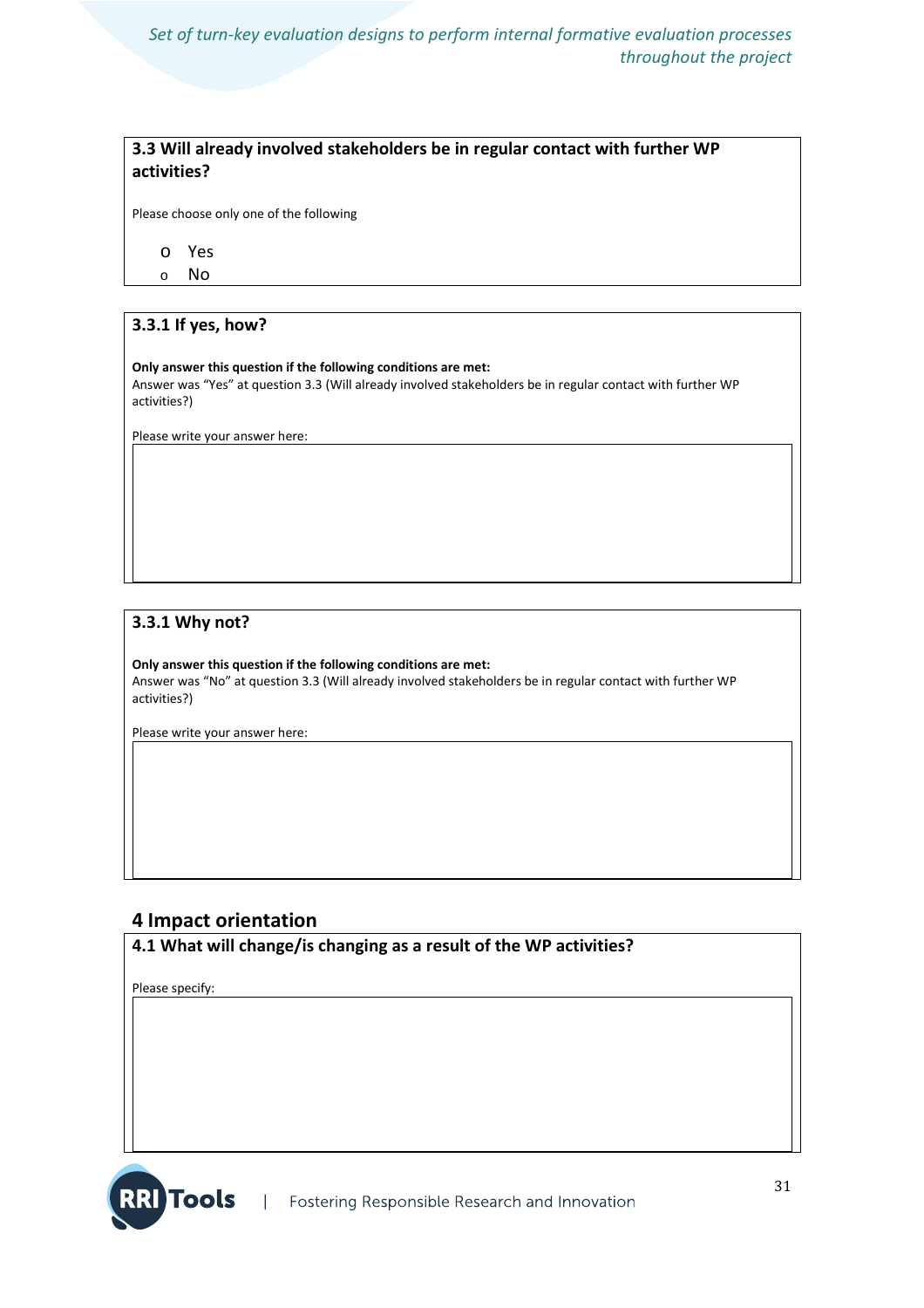### 3.3 Will already involved stakeholders be in regular contact with further WP activities?

Please choose only one of the following

- Yes
- No

### 3.3.1 If yes, how?

**Only answer this question if the following conditions are met:**
Answer was "Yes" at question 3.3 (Will already involved stakeholders be in regular contact with further WP activities?)

Please write your answer here:

### 3.3.1 Why not?

**Only answer this question if the following conditions are met:**
Answer was "No" at question 3.3 (Will already involved stakeholders be in regular contact with further WP activities?)

Please write your answer here:

## 4 Impact orientation

### 4.1 What will change/is changing as a result of the WP activities?

Please specify: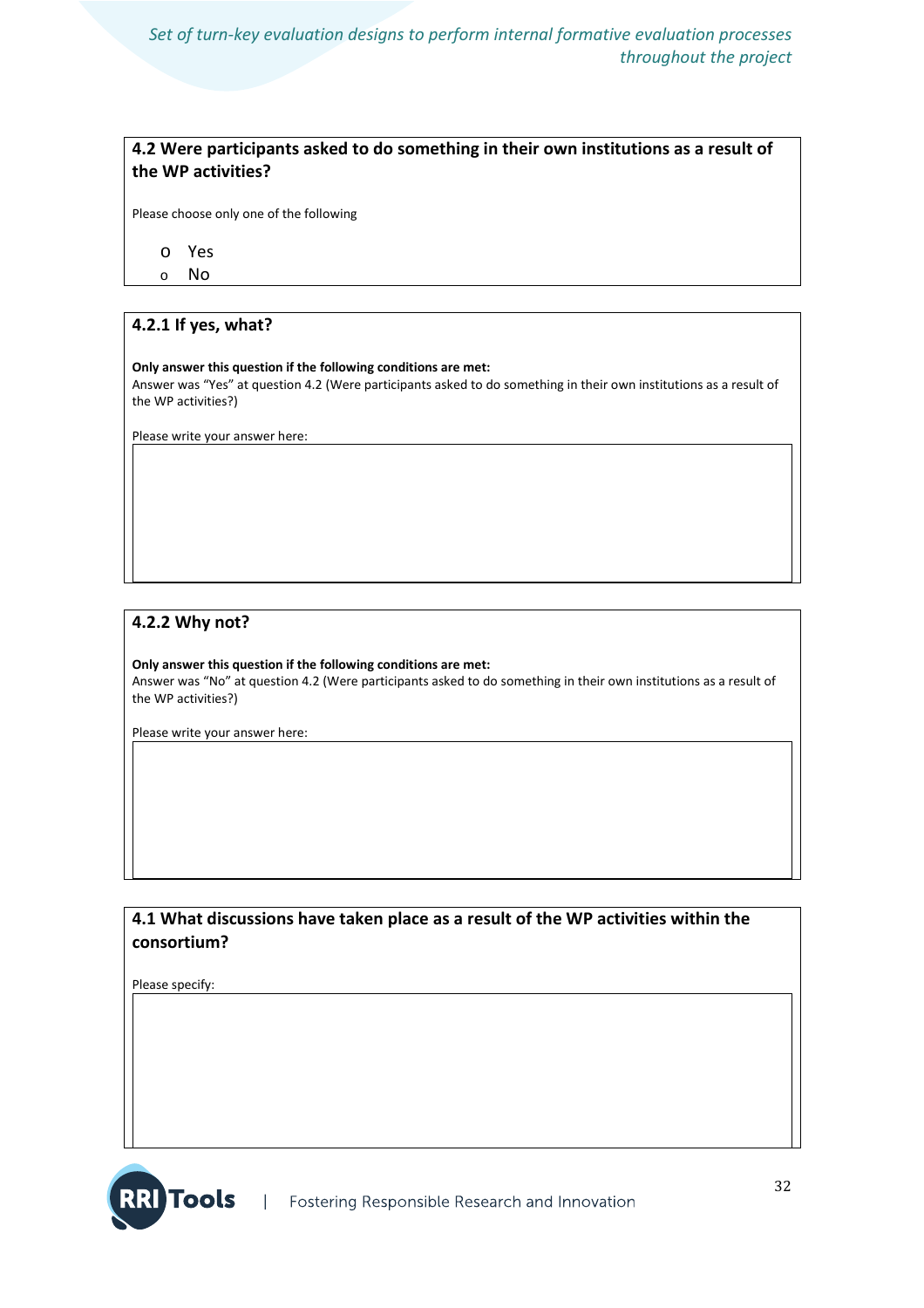**4.2 Were participants asked to do something in their own institutions as a result of the WP activities?**

Please choose only one of the following

- Yes
- No

**4.2.1 If yes, what?**

**Only answer this question if the following conditions are met:**
Answer was "Yes" at question 4.2 (Were participants asked to do something in their own institutions as a result of the WP activities?)

Please write your answer here:

**4.2.2 Why not?**

**Only answer this question if the following conditions are met:**
Answer was "No" at question 4.2 (Were participants asked to do something in their own institutions as a result of the WP activities?)

Please write your answer here:

**4.1 What discussions have taken place as a result of the WP activities within the consortium?**

Please specify: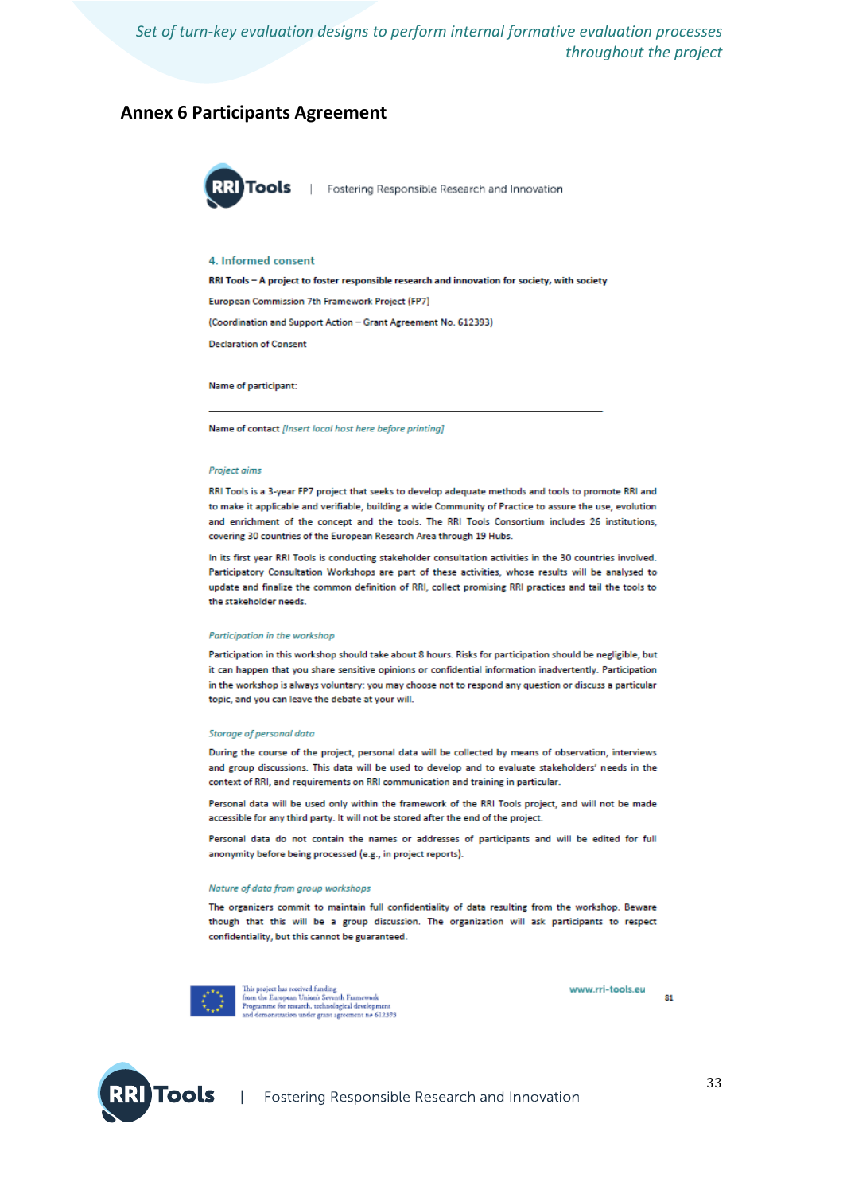## Annex 6 Participants Agreement

RRI Tools | Fostering Responsible Research and Innovation

### 4. Informed consent

**RRI Tools – A project to foster responsible research and innovation for society, with society**

European Commission 7th Framework Project (FP7)

(Coordination and Support Action – Grant Agreement No. 612393)

Declaration of Consent

Name of participant:

_______________________________________________

Name of contact *[Insert local host here before printing]*

*Project aims*

RRI Tools is a 3-year FP7 project that seeks to develop adequate methods and tools to promote RRI and to make it applicable and verifiable, building a wide Community of Practice to assure the use, evolution and enrichment of the concept and the tools. The RRI Tools Consortium includes 26 institutions, covering 30 countries of the European Research Area through 19 Hubs.

In its first year RRI Tools is conducting stakeholder consultation activities in the 30 countries involved. Participatory Consultation Workshops are part of these activities, whose results will be analysed to update and finalize the common definition of RRI, collect promising RRI practices and tail the tools to the stakeholder needs.

*Participation in the workshop*

Participation in this workshop should take about 8 hours. Risks for participation should be negligible, but it can happen that you share sensitive opinions or confidential information inadvertently. Participation in the workshop is always voluntary: you may choose not to respond any question or discuss a particular topic, and you can leave the debate at your will.

*Storage of personal data*

During the course of the project, personal data will be collected by means of observation, interviews and group discussions. This data will be used to develop and to evaluate stakeholders' needs in the context of RRI, and requirements on RRI communication and training in particular.

Personal data will be used only within the framework of the RRI Tools project, and will not be made accessible for any third party. It will not be stored after the end of the project.

Personal data do not contain the names or addresses of participants and will be edited for full anonymity before being processed (e.g., in project reports).

*Nature of data from group workshops*

The organizers commit to maintain full confidentiality of data resulting from the workshop. Beware though that this will be a group discussion. The organization will ask participants to respect confidentiality, but this cannot be guaranteed.

This project has received funding from the European Union's Seventh Framework Programme for research, technological development and demonstration under grant agreement no 612393

www.rri-tools.eu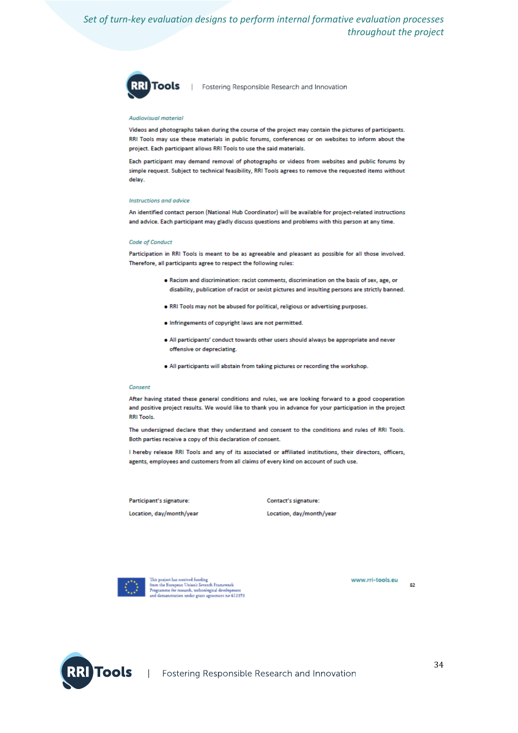### *Audiovisual material*

Videos and photographs taken during the course of the project may contain the pictures of participants. RRI Tools may use these materials in public forums, conferences or on websites to inform about the project. Each participant allows RRI Tools to use the said materials.

Each participant may demand removal of photographs or videos from websites and public forums by simple request. Subject to technical feasibility, RRI Tools agrees to remove the requested items without delay.

### *Instructions and advice*

An identified contact person (National Hub Coordinator) will be available for project-related instructions and advice. Each participant may gladly discuss questions and problems with this person at any time.

### *Code of Conduct*

Participation in RRI Tools is meant to be as agreeable and pleasant as possible for all those involved. Therefore, all participants agree to respect the following rules:

- Racism and discrimination: racist comments, discrimination on the basis of sex, age, or disability, publication of racist or sexist pictures and insulting persons are strictly banned.
- RRI Tools may not be abused for political, religious or advertising purposes.
- Infringements of copyright laws are not permitted.
- All participants' conduct towards other users should always be appropriate and never offensive or depreciating.
- All participants will abstain from taking pictures or recording the workshop.

### *Consent*

After having stated these general conditions and rules, we are looking forward to a good cooperation and positive project results. We would like to thank you in advance for your participation in the project RRI Tools.

The undersigned declare that they understand and consent to the conditions and rules of RRI Tools. Both parties receive a copy of this declaration of consent.

I hereby release RRI Tools and any of its associated or affiliated institutions, their directors, officers, agents, employees and customers from all claims of every kind on account of such use.

| Participant's signature: | Contact's signature: |
|---|---|
| Location, day/month/year | Location, day/month/year |

This project has received funding from the European Union's Seventh Framework Programme for research, technological development and demonstration under grant agreement no 612393

www.rri-tools.eu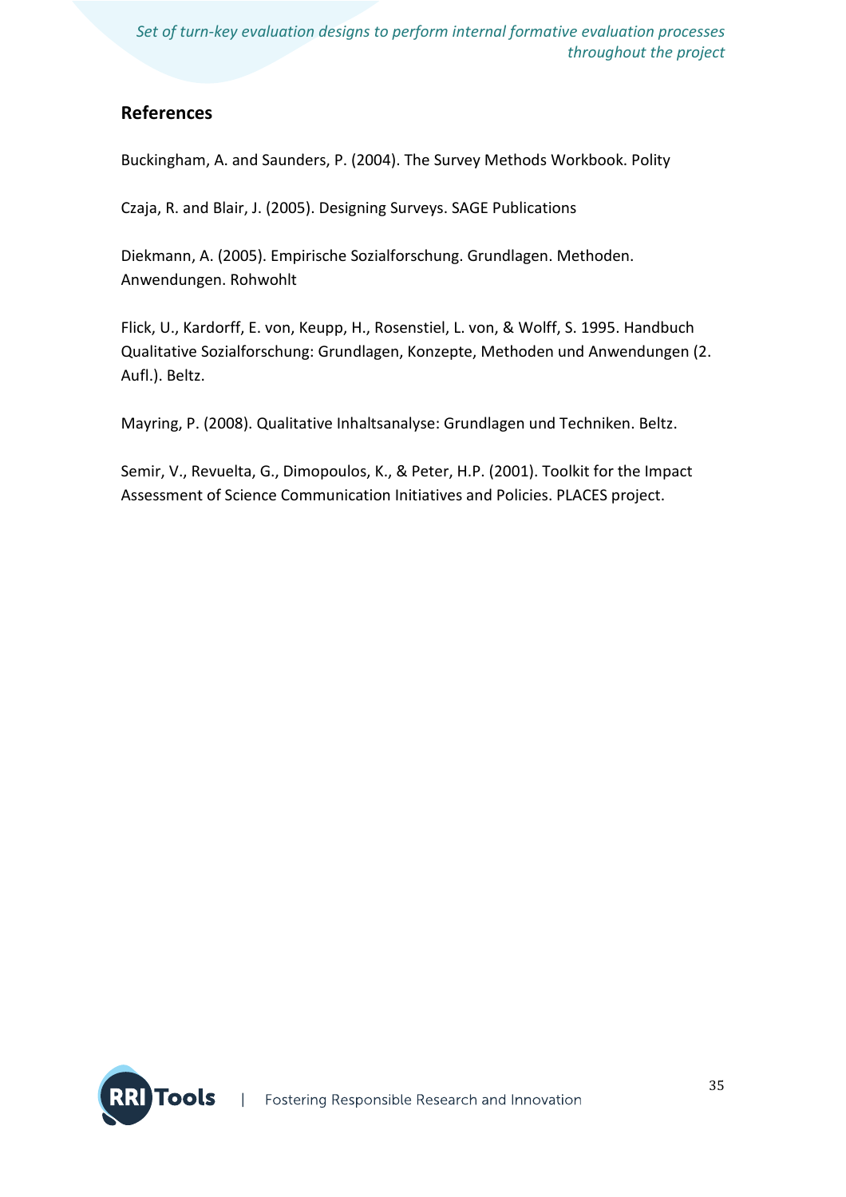## References

Buckingham, A. and Saunders, P. (2004). The Survey Methods Workbook. Polity

Czaja, R. and Blair, J. (2005). Designing Surveys. SAGE Publications

Diekmann, A. (2005). Empirische Sozialforschung. Grundlagen. Methoden. Anwendungen. Rohwohlt

Flick, U., Kardorff, E. von, Keupp, H., Rosenstiel, L. von, & Wolff, S. 1995. Handbuch Qualitative Sozialforschung: Grundlagen, Konzepte, Methoden und Anwendungen (2. Aufl.). Beltz.

Mayring, P. (2008). Qualitative Inhaltsanalyse: Grundlagen und Techniken. Beltz.

Semir, V., Revuelta, G., Dimopoulos, K., & Peter, H.P. (2001). Toolkit for the Impact Assessment of Science Communication Initiatives and Policies. PLACES project.